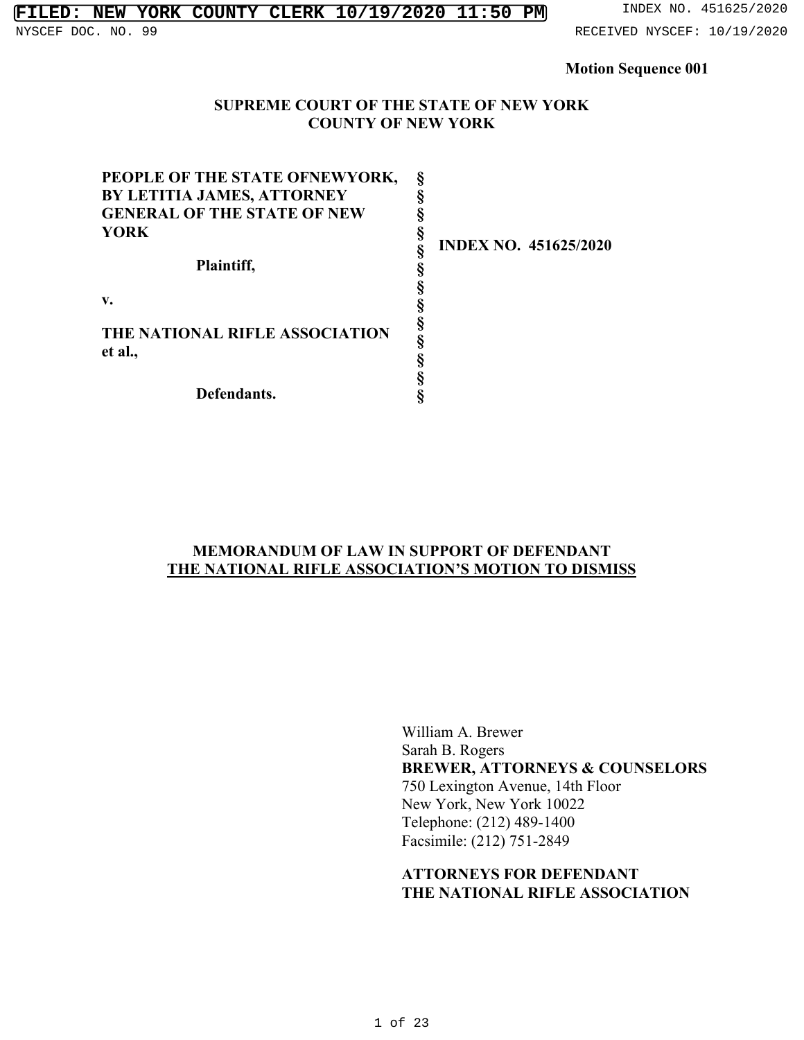**Motion Sequence 001**

**SUPREME COURT OF THE STATE OF NEW YORK**
**COUNTY OF NEW YORK**

| | | |
|---|---|---|
| **PEOPLE OF THE STATE OFNEWYORK, BY LETITIA JAMES, ATTORNEY GENERAL OF THE STATE OF NEW YORK** | § | **INDEX NO. 451625/2020** |
| **Plaintiff,** | § | |
| **v.** | § | |
| **THE NATIONAL RIFLE ASSOCIATION et al.,** | § | |
| **Defendants.** | § | |

**MEMORANDUM OF LAW IN SUPPORT OF DEFENDANT**
**THE NATIONAL RIFLE ASSOCIATION'S MOTION TO DISMISS**

William A. Brewer
Sarah B. Rogers
**BREWER, ATTORNEYS & COUNSELORS**
750 Lexington Avenue, 14th Floor
New York, New York 10022
Telephone: (212) 489-1400
Facsimile: (212) 751-2849

**ATTORNEYS FOR DEFENDANT**
**THE NATIONAL RIFLE ASSOCIATION**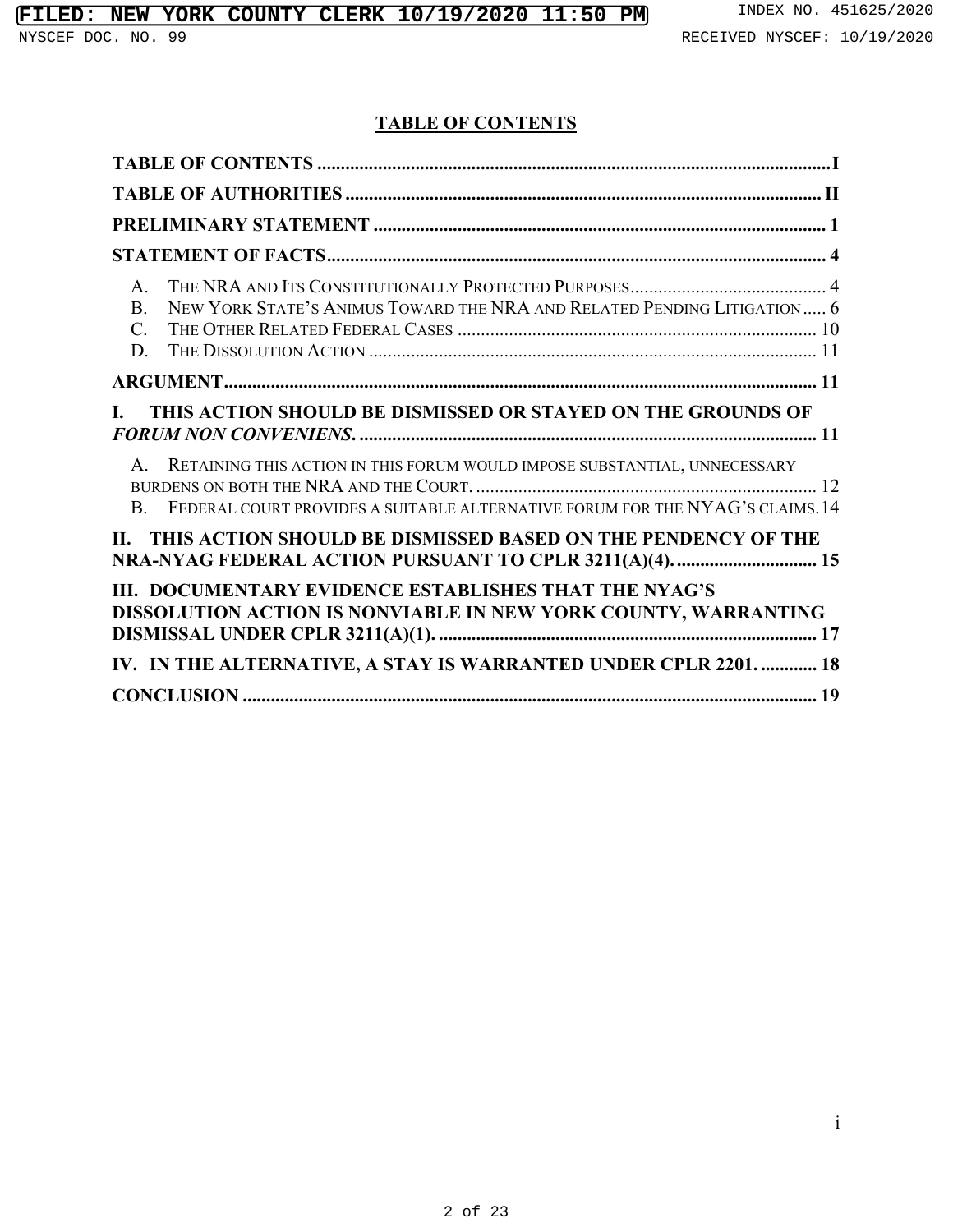## TABLE OF CONTENTS

**TABLE OF CONTENTS** ........ I

**TABLE OF AUTHORITIES** ........ II

**PRELIMINARY STATEMENT** ........ 1

**STATEMENT OF FACTS** ........ 4

- A. THE NRA AND ITS CONSTITUTIONALLY PROTECTED PURPOSES ........ 4
- B. NEW YORK STATE'S ANIMUS TOWARD THE NRA AND RELATED PENDING LITIGATION ........ 6
- C. THE OTHER RELATED FEDERAL CASES ........ 10
- D. THE DISSOLUTION ACTION ........ 11

**ARGUMENT** ........ 11

**I. THIS ACTION SHOULD BE DISMISSED OR STAYED ON THE GROUNDS OF *FORUM NON CONVENIENS*.** ........ 11

- A. RETAINING THIS ACTION IN THIS FORUM WOULD IMPOSE SUBSTANTIAL, UNNECESSARY BURDENS ON BOTH THE NRA AND THE COURT. ........ 12
- B. FEDERAL COURT PROVIDES A SUITABLE ALTERNATIVE FORUM FOR THE NYAG'S CLAIMS. ........ 14

**II. THIS ACTION SHOULD BE DISMISSED BASED ON THE PENDENCY OF THE NRA-NYAG FEDERAL ACTION PURSUANT TO CPLR 3211(A)(4).** ........ 15

**III. DOCUMENTARY EVIDENCE ESTABLISHES THAT THE NYAG'S DISSOLUTION ACTION IS NONVIABLE IN NEW YORK COUNTY, WARRANTING DISMISSAL UNDER CPLR 3211(A)(1).** ........ 17

**IV. IN THE ALTERNATIVE, A STAY IS WARRANTED UNDER CPLR 2201.** ........ 18

**CONCLUSION** ........ 19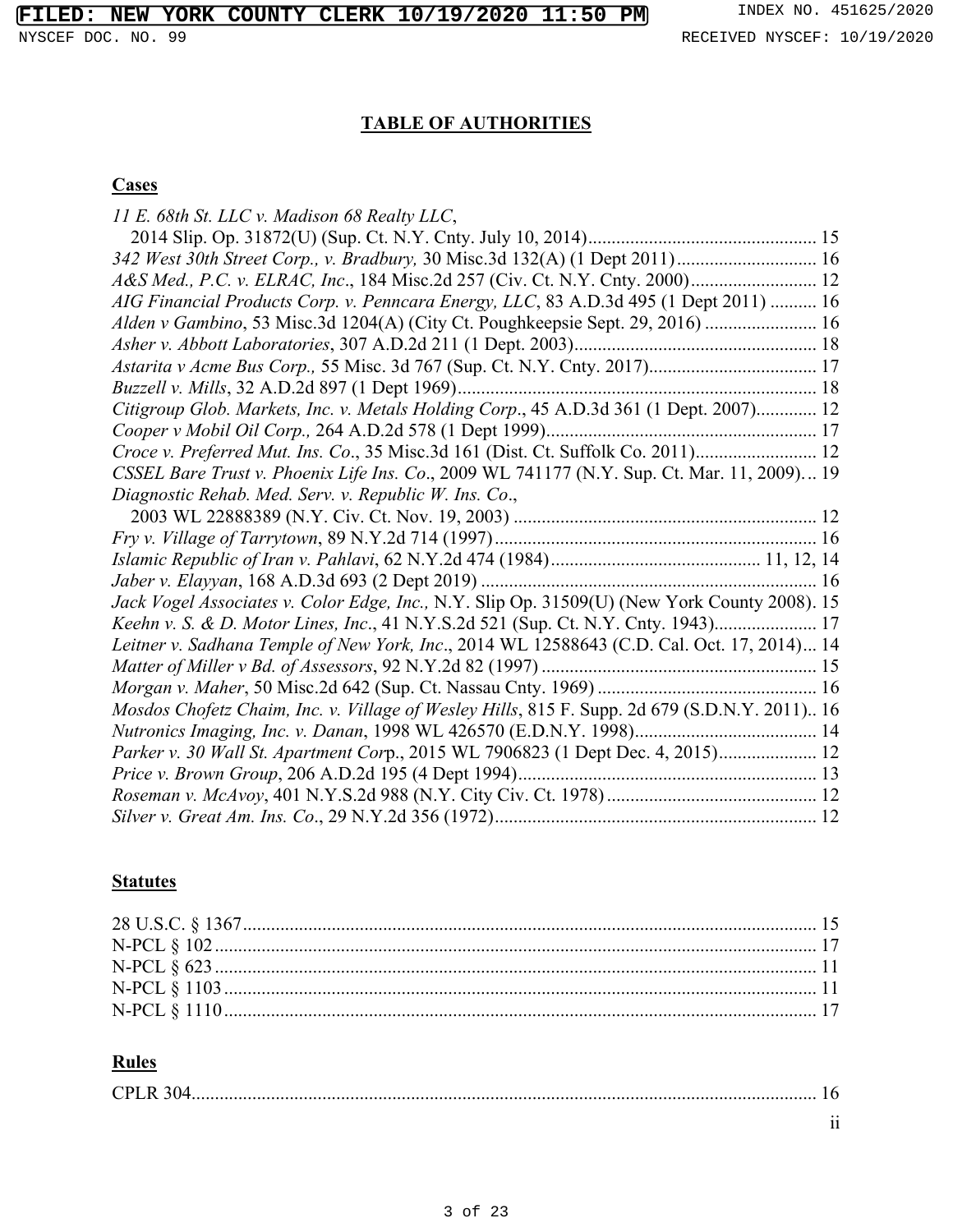# TABLE OF AUTHORITIES

## Cases

*11 E. 68th St. LLC v. Madison 68 Realty LLC*, 2014 Slip. Op. 31872(U) (Sup. Ct. N.Y. Cnty. July 10, 2014)................................................ 15

*342 West 30th Street Corp., v. Bradbury,* 30 Misc.3d 132(A) (1 Dept 2011).............................. 16

*A&S Med., P.C. v. ELRAC, Inc*., 184 Misc.2d 257 (Civ. Ct. N.Y. Cnty. 2000)........................... 12

*AIG Financial Products Corp. v. Penncara Energy, LLC*, 83 A.D.3d 495 (1 Dept 2011) .......... 16

*Alden v Gambino*, 53 Misc.3d 1204(A) (City Ct. Poughkeepsie Sept. 29, 2016) ........................ 16

*Asher v. Abbott Laboratories*, 307 A.D.2d 211 (1 Dept. 2003).................................................... 18

*Astarita v Acme Bus Corp.,* 55 Misc. 3d 767 (Sup. Ct. N.Y. Cnty. 2017).................................... 17

*Buzzell v. Mills*, 32 A.D.2d 897 (1 Dept 1969)............................................................................. 18

*Citigroup Glob. Markets, Inc. v. Metals Holding Corp*., 45 A.D.3d 361 (1 Dept. 2007)............. 12

*Cooper v Mobil Oil Corp.,* 264 A.D.2d 578 (1 Dept 1999).......................................................... 17

*Croce v. Preferred Mut. Ins. Co*., 35 Misc.3d 161 (Dist. Ct. Suffolk Co. 2011).......................... 12

*CSSEL Bare Trust v. Phoenix Life Ins. Co*., 2009 WL 741177 (N.Y. Sup. Ct. Mar. 11, 2009)... 19

*Diagnostic Rehab. Med. Serv. v. Republic W. Ins. Co*., 2003 WL 22888389 (N.Y. Civ. Ct. Nov. 19, 2003) ................................................................ 12

*Fry v. Village of Tarrytown*, 89 N.Y.2d 714 (1997)..................................................................... 16

*Islamic Republic of Iran v. Pahlavi*, 62 N.Y.2d 474 (1984)............................................ 11, 12, 14

*Jaber v. Elayyan*, 168 A.D.3d 693 (2 Dept 2019) ........................................................................ 16

*Jack Vogel Associates v. Color Edge, Inc.,* N.Y. Slip Op. 31509(U) (New York County 2008). 15

*Keehn v. S. & D. Motor Lines, Inc*., 41 N.Y.S.2d 521 (Sup. Ct. N.Y. Cnty. 1943)...................... 17

*Leitner v. Sadhana Temple of New York, Inc*., 2014 WL 12588643 (C.D. Cal. Oct. 17, 2014)... 14

*Matter of Miller v Bd. of Assessors*, 92 N.Y.2d 82 (1997) ........................................................... 15

*Morgan v. Maher*, 50 Misc.2d 642 (Sup. Ct. Nassau Cnty. 1969) ............................................... 16

*Mosdos Chofetz Chaim, Inc. v. Village of Wesley Hills*, 815 F. Supp. 2d 679 (S.D.N.Y. 2011).. 16

*Nutronics Imaging, Inc. v. Danan*, 1998 WL 426570 (E.D.N.Y. 1998)....................................... 14

*Parker v. 30 Wall St. Apartment Corp*., 2015 WL 7906823 (1 Dept Dec. 4, 2015)..................... 12

*Price v. Brown Group*, 206 A.D.2d 195 (4 Dept 1994)................................................................ 13

*Roseman v. McAvoy*, 401 N.Y.S.2d 988 (N.Y. City Civ. Ct. 1978)............................................. 12

*Silver v. Great Am. Ins. Co*., 29 N.Y.2d 356 (1972)..................................................................... 12

## Statutes

28 U.S.C. § 1367........................................................................................................................... 15

N-PCL § 102................................................................................................................................. 17

N-PCL § 623................................................................................................................................. 11

N-PCL § 1103............................................................................................................................... 11

N-PCL § 1110............................................................................................................................... 17

## Rules

CPLR 304...................................................................................................................................... 16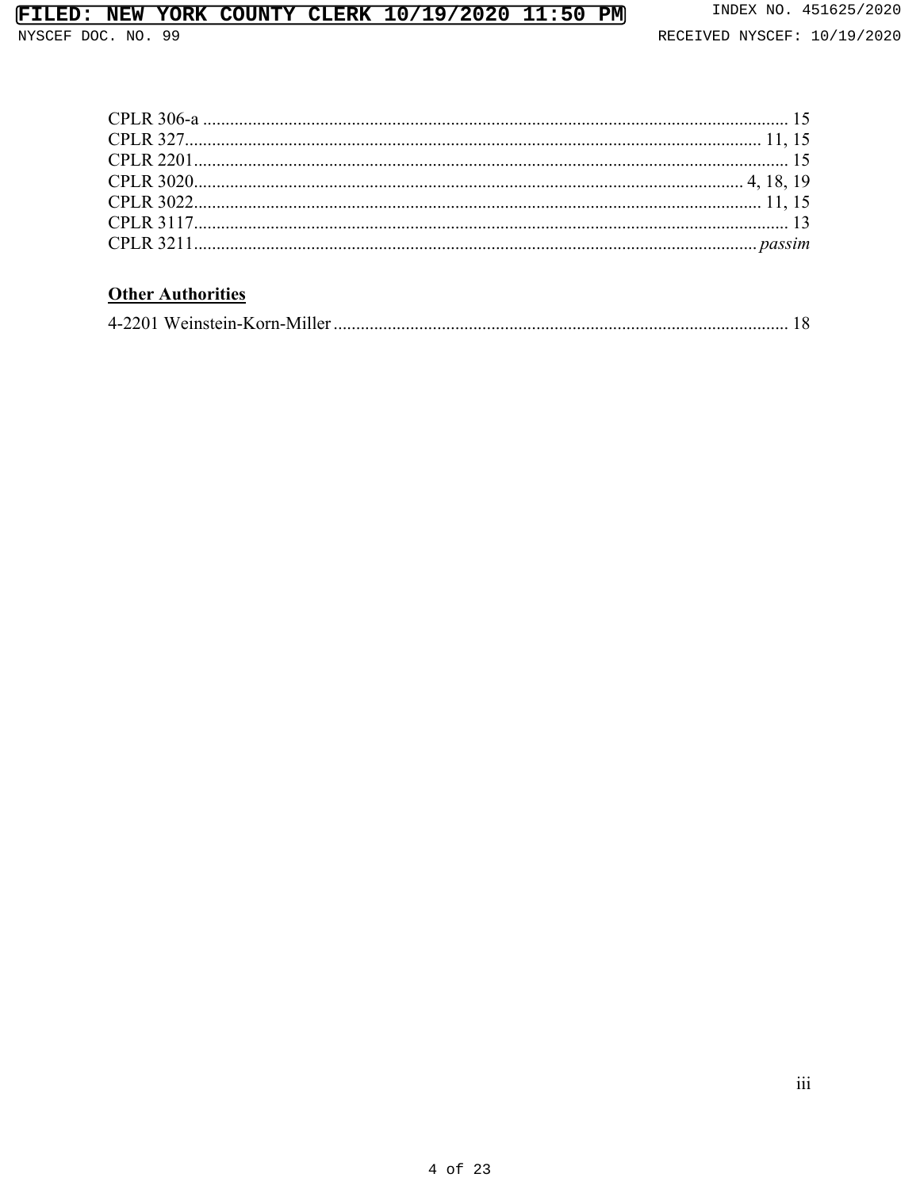CPLR 306-a ............................................................................................................................ 15
CPLR 327................................................................................................................................ 11, 15
CPLR 2201.............................................................................................................................. 15
CPLR 3020.............................................................................................................................. 4, 18, 19
CPLR 3022.............................................................................................................................. 11, 15
CPLR 3117.............................................................................................................................. 13
CPLR 3211.............................................................................................................................. *passim*

## Other Authorities

4-2201 Weinstein-Korn-Miller .............................................................................................. 18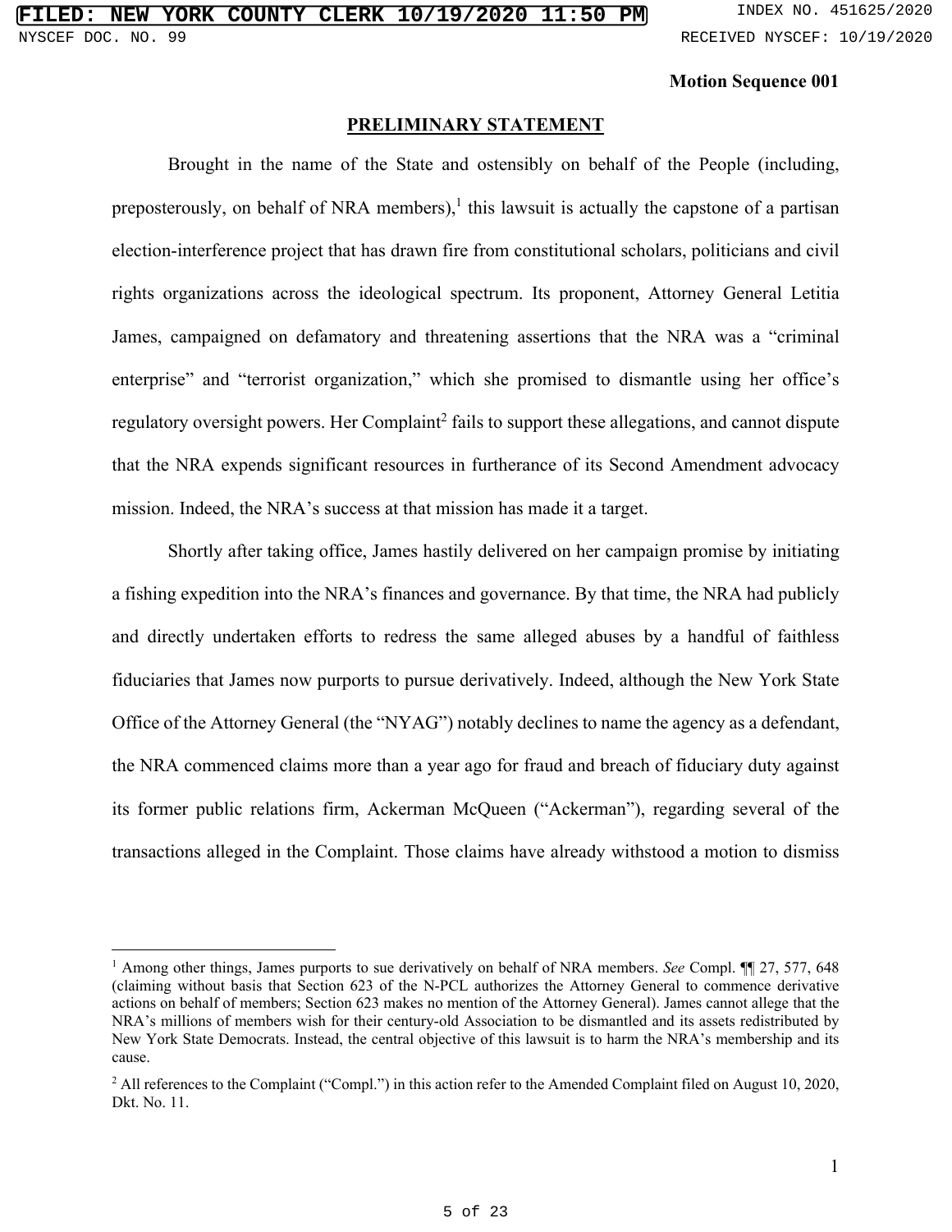**Motion Sequence 001**

## PRELIMINARY STATEMENT

Brought in the name of the State and ostensibly on behalf of the People (including, preposterously, on behalf of NRA members),[1] this lawsuit is actually the capstone of a partisan election-interference project that has drawn fire from constitutional scholars, politicians and civil rights organizations across the ideological spectrum. Its proponent, Attorney General Letitia James, campaigned on defamatory and threatening assertions that the NRA was a "criminal enterprise" and "terrorist organization," which she promised to dismantle using her office's regulatory oversight powers. Her Complaint[2] fails to support these allegations, and cannot dispute that the NRA expends significant resources in furtherance of its Second Amendment advocacy mission. Indeed, the NRA's success at that mission has made it a target.

Shortly after taking office, James hastily delivered on her campaign promise by initiating a fishing expedition into the NRA's finances and governance. By that time, the NRA had publicly and directly undertaken efforts to redress the same alleged abuses by a handful of faithless fiduciaries that James now purports to pursue derivatively. Indeed, although the New York State Office of the Attorney General (the "NYAG") notably declines to name the agency as a defendant, the NRA commenced claims more than a year ago for fraud and breach of fiduciary duty against its former public relations firm, Ackerman McQueen ("Ackerman"), regarding several of the transactions alleged in the Complaint. Those claims have already withstood a motion to dismiss

---

[1] Among other things, James purports to sue derivatively on behalf of NRA members. *See* Compl. ¶¶ 27, 577, 648 (claiming without basis that Section 623 of the N-PCL authorizes the Attorney General to commence derivative actions on behalf of members; Section 623 makes no mention of the Attorney General). James cannot allege that the NRA's millions of members wish for their century-old Association to be dismantled and its assets redistributed by New York State Democrats. Instead, the central objective of this lawsuit is to harm the NRA's membership and its cause.

[2] All references to the Complaint ("Compl.") in this action refer to the Amended Complaint filed on August 10, 2020, Dkt. No. 11.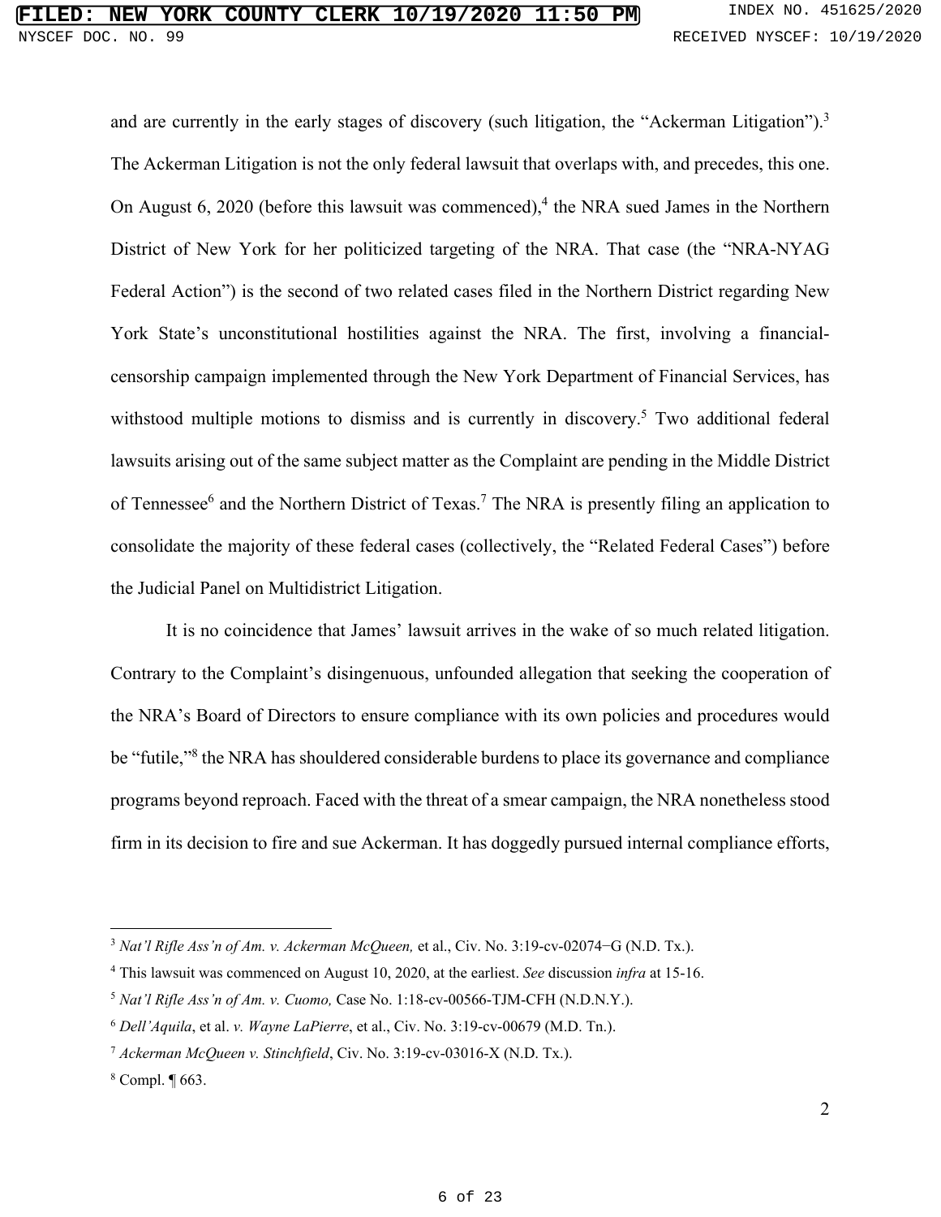and are currently in the early stages of discovery (such litigation, the "Ackerman Litigation").[3] The Ackerman Litigation is not the only federal lawsuit that overlaps with, and precedes, this one. On August 6, 2020 (before this lawsuit was commenced),[4] the NRA sued James in the Northern District of New York for her politicized targeting of the NRA. That case (the "NRA-NYAG Federal Action") is the second of two related cases filed in the Northern District regarding New York State's unconstitutional hostilities against the NRA. The first, involving a financial-censorship campaign implemented through the New York Department of Financial Services, has withstood multiple motions to dismiss and is currently in discovery.[5] Two additional federal lawsuits arising out of the same subject matter as the Complaint are pending in the Middle District of Tennessee[6] and the Northern District of Texas.[7] The NRA is presently filing an application to consolidate the majority of these federal cases (collectively, the "Related Federal Cases") before the Judicial Panel on Multidistrict Litigation.

It is no coincidence that James' lawsuit arrives in the wake of so much related litigation. Contrary to the Complaint's disingenuous, unfounded allegation that seeking the cooperation of the NRA's Board of Directors to ensure compliance with its own policies and procedures would be "futile,"[8] the NRA has shouldered considerable burdens to place its governance and compliance programs beyond reproach. Faced with the threat of a smear campaign, the NRA nonetheless stood firm in its decision to fire and sue Ackerman. It has doggedly pursued internal compliance efforts,

---

[3] *Nat'l Rifle Ass'n of Am. v. Ackerman McQueen,* et al., Civ. No. 3:19-cv-02074−G (N.D. Tx.).

[4] This lawsuit was commenced on August 10, 2020, at the earliest. *See* discussion *infra* at 15-16.

[5] *Nat'l Rifle Ass'n of Am. v. Cuomo,* Case No. 1:18-cv-00566-TJM-CFH (N.D.N.Y.).

[6] *Dell'Aquila*, et al. *v. Wayne LaPierre*, et al., Civ. No. 3:19-cv-00679 (M.D. Tn.).

[7] *Ackerman McQueen v. Stinchfield*, Civ. No. 3:19-cv-03016-X (N.D. Tx.).

[8] Compl. ¶ 663.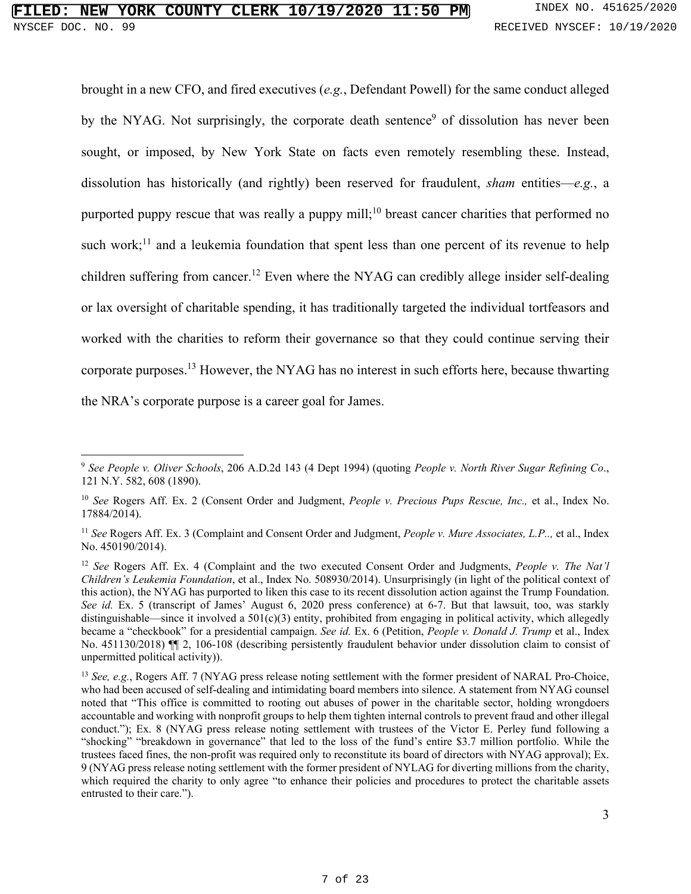brought in a new CFO, and fired executives (*e.g.*, Defendant Powell) for the same conduct alleged by the NYAG. Not surprisingly, the corporate death sentence[9] of dissolution has never been sought, or imposed, by New York State on facts even remotely resembling these. Instead, dissolution has historically (and rightly) been reserved for fraudulent, *sham* entities—*e.g.*, a purported puppy rescue that was really a puppy mill;[10] breast cancer charities that performed no such work;[11] and a leukemia foundation that spent less than one percent of its revenue to help children suffering from cancer.[12] Even where the NYAG can credibly allege insider self-dealing or lax oversight of charitable spending, it has traditionally targeted the individual tortfeasors and worked with the charities to reform their governance so that they could continue serving their corporate purposes.[13] However, the NYAG has no interest in such efforts here, because thwarting the NRA's corporate purpose is a career goal for James.

---

[9] *See People v. Oliver Schools*, 206 A.D.2d 143 (4 Dept 1994) (quoting *People v. North River Sugar Refining Co*., 121 N.Y. 582, 608 (1890).

[10] *See* Rogers Aff. Ex. 2 (Consent Order and Judgment, *People v. Precious Pups Rescue, Inc.,* et al., Index No. 17884/2014).

[11] *See* Rogers Aff. Ex. 3 (Complaint and Consent Order and Judgment, *People v. Mure Associates, L.P..,* et al., Index No. 450190/2014).

[12] *See* Rogers Aff. Ex. 4 (Complaint and the two executed Consent Order and Judgments, *People v. The Nat'l Children's Leukemia Foundation*, et al., Index No. 508930/2014). Unsurprisingly (in light of the political context of this action), the NYAG has purported to liken this case to its recent dissolution action against the Trump Foundation. *See id.* Ex. 5 (transcript of James' August 6, 2020 press conference) at 6-7. But that lawsuit, too, was starkly distinguishable—since it involved a 501(c)(3) entity, prohibited from engaging in political activity, which allegedly became a "checkbook" for a presidential campaign. *See id.* Ex. 6 (Petition, *People v. Donald J. Trump* et al., Index No. 451130/2018) ¶¶ 2, 106-108 (describing persistently fraudulent behavior under dissolution claim to consist of unpermitted political activity)).

[13] *See, e.g.*, Rogers Aff. 7 (NYAG press release noting settlement with the former president of NARAL Pro-Choice, who had been accused of self-dealing and intimidating board members into silence. A statement from NYAG counsel noted that "This office is committed to rooting out abuses of power in the charitable sector, holding wrongdoers accountable and working with nonprofit groups to help them tighten internal controls to prevent fraud and other illegal conduct."); Ex. 8 (NYAG press release noting settlement with trustees of the Victor E. Perley fund following a "shocking" "breakdown in governance" that led to the loss of the fund's entire $3.7 million portfolio. While the trustees faced fines, the non-profit was required only to reconstitute its board of directors with NYAG approval); Ex. 9 (NYAG press release noting settlement with the former president of NYLAG for diverting millions from the charity, which required the charity to only agree "to enhance their policies and procedures to protect the charitable assets entrusted to their care.").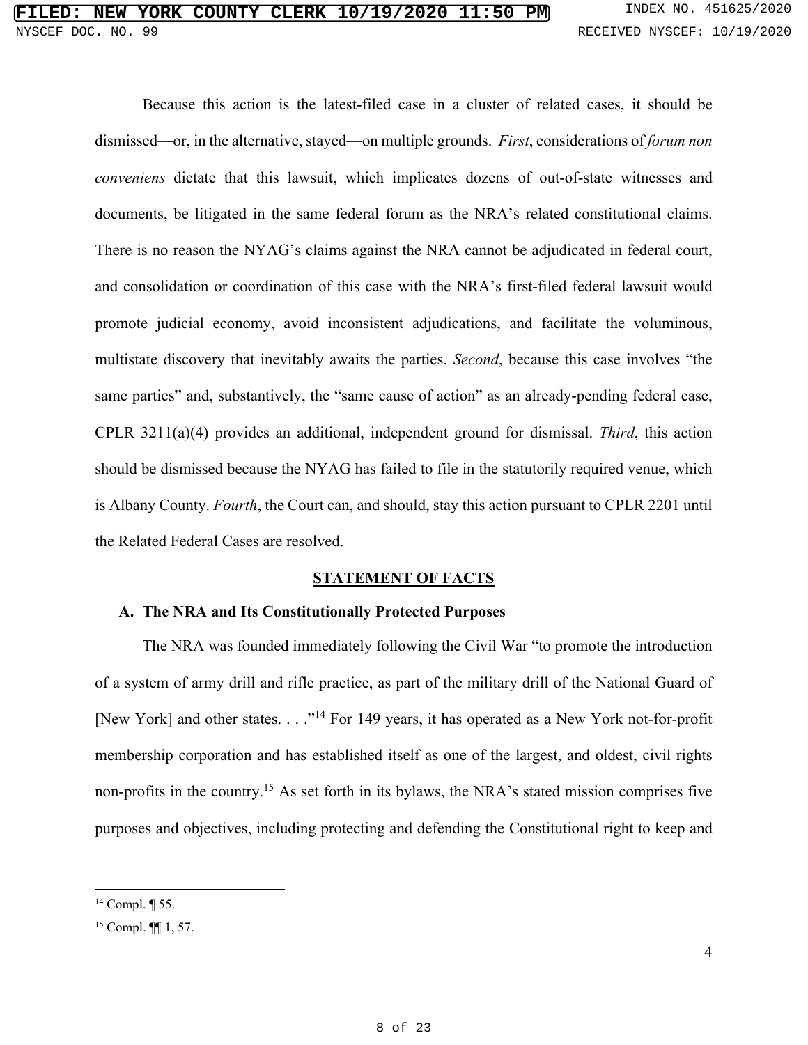Because this action is the latest-filed case in a cluster of related cases, it should be dismissed—or, in the alternative, stayed—on multiple grounds. *First*, considerations of *forum non conveniens* dictate that this lawsuit, which implicates dozens of out-of-state witnesses and documents, be litigated in the same federal forum as the NRA's related constitutional claims. There is no reason the NYAG's claims against the NRA cannot be adjudicated in federal court, and consolidation or coordination of this case with the NRA's first-filed federal lawsuit would promote judicial economy, avoid inconsistent adjudications, and facilitate the voluminous, multistate discovery that inevitably awaits the parties. *Second*, because this case involves "the same parties" and, substantively, the "same cause of action" as an already-pending federal case, CPLR 3211(a)(4) provides an additional, independent ground for dismissal. *Third*, this action should be dismissed because the NYAG has failed to file in the statutorily required venue, which is Albany County. *Fourth*, the Court can, and should, stay this action pursuant to CPLR 2201 until the Related Federal Cases are resolved.

## STATEMENT OF FACTS

### A. The NRA and Its Constitutionally Protected Purposes

The NRA was founded immediately following the Civil War "to promote the introduction of a system of army drill and rifle practice, as part of the military drill of the National Guard of [New York] and other states. . . ."[14] For 149 years, it has operated as a New York not-for-profit membership corporation and has established itself as one of the largest, and oldest, civil rights non-profits in the country.[15] As set forth in its bylaws, the NRA's stated mission comprises five purposes and objectives, including protecting and defending the Constitutional right to keep and

---

[14] Compl. ¶ 55.

[15] Compl. ¶¶ 1, 57.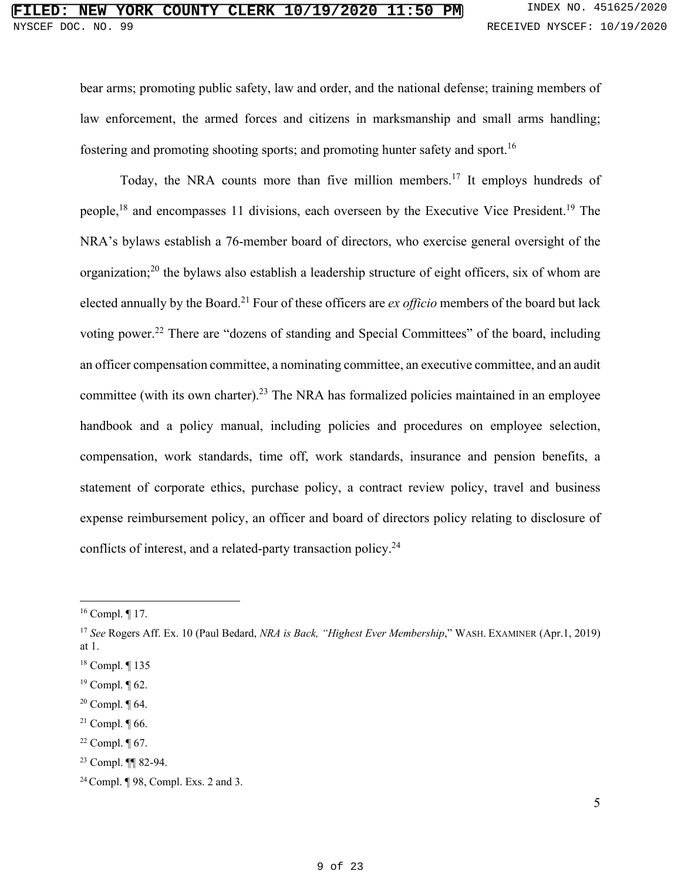bear arms; promoting public safety, law and order, and the national defense; training members of law enforcement, the armed forces and citizens in marksmanship and small arms handling; fostering and promoting shooting sports; and promoting hunter safety and sport.[16]

Today, the NRA counts more than five million members.[17] It employs hundreds of people,[18] and encompasses 11 divisions, each overseen by the Executive Vice President.[19] The NRA's bylaws establish a 76-member board of directors, who exercise general oversight of the organization;[20] the bylaws also establish a leadership structure of eight officers, six of whom are elected annually by the Board.[21] Four of these officers are *ex officio* members of the board but lack voting power.[22] There are "dozens of standing and Special Committees" of the board, including an officer compensation committee, a nominating committee, an executive committee, and an audit committee (with its own charter).[23] The NRA has formalized policies maintained in an employee handbook and a policy manual, including policies and procedures on employee selection, compensation, work standards, time off, work standards, insurance and pension benefits, a statement of corporate ethics, purchase policy, a contract review policy, travel and business expense reimbursement policy, an officer and board of directors policy relating to disclosure of conflicts of interest, and a related-party transaction policy.[24]

---

[16] Compl. ¶ 17.

[17] *See* Rogers Aff. Ex. 10 (Paul Bedard, *NRA is Back, "Highest Ever Membership*," WASH. EXAMINER (Apr.1, 2019) at 1.

[18] Compl. ¶ 135

[19] Compl. ¶ 62.

[20] Compl. ¶ 64.

[21] Compl. ¶ 66.

[22] Compl. ¶ 67.

[23] Compl. ¶¶ 82-94.

[24] Compl. ¶ 98, Compl. Exs. 2 and 3.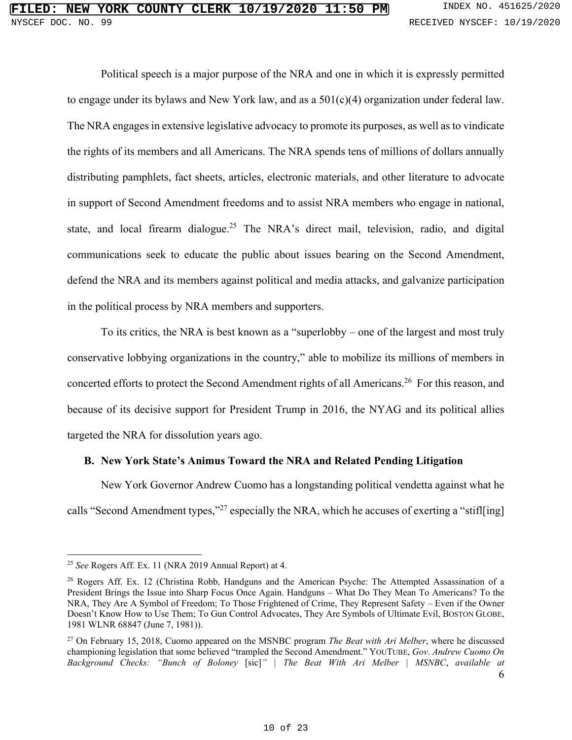Political speech is a major purpose of the NRA and one in which it is expressly permitted to engage under its bylaws and New York law, and as a 501(c)(4) organization under federal law. The NRA engages in extensive legislative advocacy to promote its purposes, as well as to vindicate the rights of its members and all Americans. The NRA spends tens of millions of dollars annually distributing pamphlets, fact sheets, articles, electronic materials, and other literature to advocate in support of Second Amendment freedoms and to assist NRA members who engage in national, state, and local firearm dialogue.[25] The NRA's direct mail, television, radio, and digital communications seek to educate the public about issues bearing on the Second Amendment, defend the NRA and its members against political and media attacks, and galvanize participation in the political process by NRA members and supporters.

To its critics, the NRA is best known as a "superlobby – one of the largest and most truly conservative lobbying organizations in the country," able to mobilize its millions of members in concerted efforts to protect the Second Amendment rights of all Americans.[26] For this reason, and because of its decisive support for President Trump in 2016, the NYAG and its political allies targeted the NRA for dissolution years ago.

### B. New York State's Animus Toward the NRA and Related Pending Litigation

New York Governor Andrew Cuomo has a longstanding political vendetta against what he calls "Second Amendment types,"[27] especially the NRA, which he accuses of exerting a "stifl[ing]

---

[25] *See* Rogers Aff. Ex. 11 (NRA 2019 Annual Report) at 4.

[26] Rogers Aff. Ex. 12 (Christina Robb, Handguns and the American Psyche: The Attempted Assassination of a President Brings the Issue into Sharp Focus Once Again. Handguns – What Do They Mean To Americans? To the NRA, They Are A Symbol of Freedom; To Those Frightened of Crime, They Represent Safety – Even if the Owner Doesn't Know How to Use Them; To Gun Control Advocates, They Are Symbols of Ultimate Evil, BOSTON GLOBE, 1981 WLNR 68847 (June 7, 1981)).

[27] On February 15, 2018, Cuomo appeared on the MSNBC program *The Beat with Ari Melber*, where he discussed championing legislation that some believed "trampled the Second Amendment." YOUTUBE, *Gov. Andrew Cuomo On Background Checks: "Bunch of Boloney* [sic]*" | The Beat With Ari Melber | MSNBC*, *available at*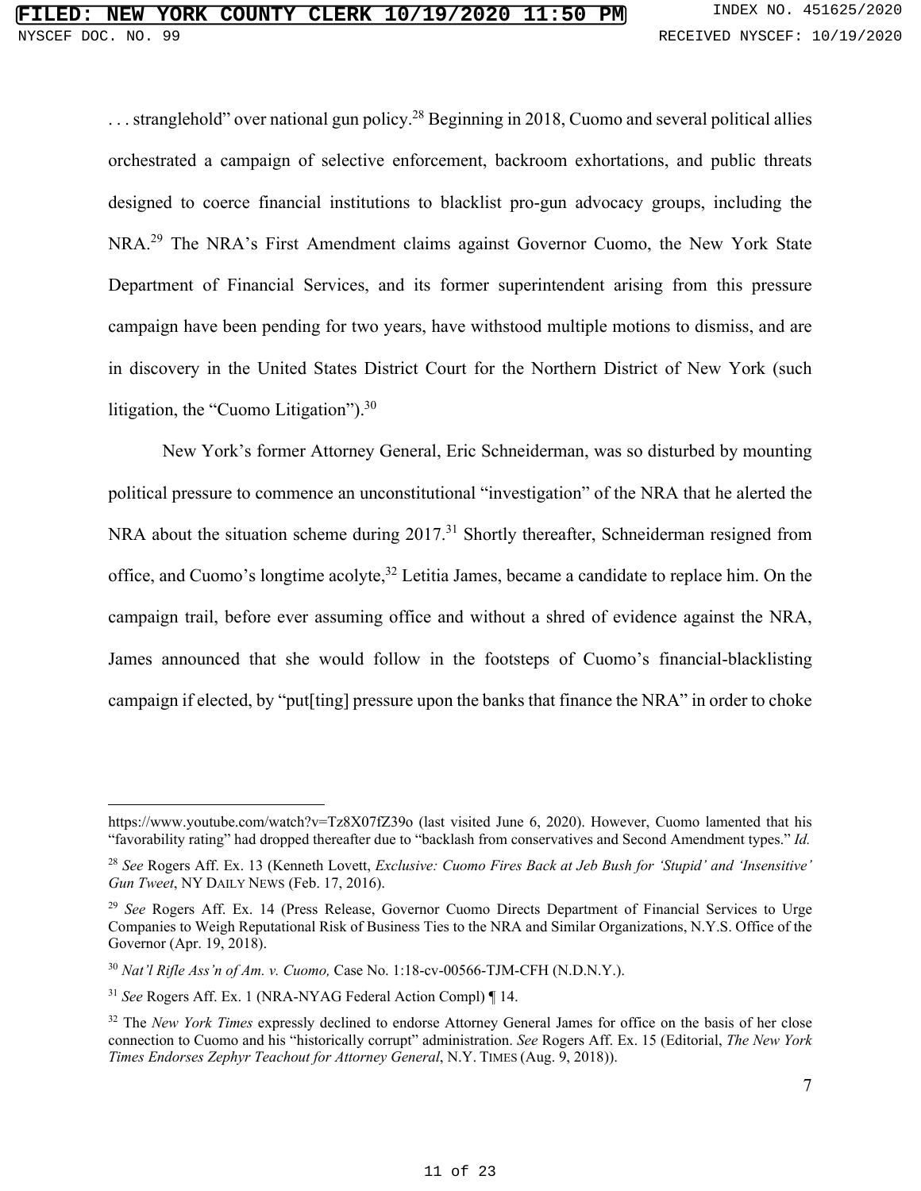. . . stranglehold" over national gun policy.[28] Beginning in 2018, Cuomo and several political allies orchestrated a campaign of selective enforcement, backroom exhortations, and public threats designed to coerce financial institutions to blacklist pro-gun advocacy groups, including the NRA.[29] The NRA's First Amendment claims against Governor Cuomo, the New York State Department of Financial Services, and its former superintendent arising from this pressure campaign have been pending for two years, have withstood multiple motions to dismiss, and are in discovery in the United States District Court for the Northern District of New York (such litigation, the "Cuomo Litigation").[30]

New York's former Attorney General, Eric Schneiderman, was so disturbed by mounting political pressure to commence an unconstitutional "investigation" of the NRA that he alerted the NRA about the situation scheme during 2017.[31] Shortly thereafter, Schneiderman resigned from office, and Cuomo's longtime acolyte,[32] Letitia James, became a candidate to replace him. On the campaign trail, before ever assuming office and without a shred of evidence against the NRA, James announced that she would follow in the footsteps of Cuomo's financial-blacklisting campaign if elected, by "put[ting] pressure upon the banks that finance the NRA" in order to choke

---

https://www.youtube.com/watch?v=Tz8X07fZ39o (last visited June 6, 2020). However, Cuomo lamented that his "favorability rating" had dropped thereafter due to "backlash from conservatives and Second Amendment types." *Id.*

[28] *See* Rogers Aff. Ex. 13 (Kenneth Lovett, *Exclusive: Cuomo Fires Back at Jeb Bush for 'Stupid' and 'Insensitive' Gun Tweet*, NY DAILY NEWS (Feb. 17, 2016).

[29] *See* Rogers Aff. Ex. 14 (Press Release, Governor Cuomo Directs Department of Financial Services to Urge Companies to Weigh Reputational Risk of Business Ties to the NRA and Similar Organizations, N.Y.S. Office of the Governor (Apr. 19, 2018).

[30] *Nat'l Rifle Ass'n of Am. v. Cuomo,* Case No. 1:18-cv-00566-TJM-CFH (N.D.N.Y.).

[31] *See* Rogers Aff. Ex. 1 (NRA-NYAG Federal Action Compl) ¶ 14.

[32] The *New York Times* expressly declined to endorse Attorney General James for office on the basis of her close connection to Cuomo and his "historically corrupt" administration. *See* Rogers Aff. Ex. 15 (Editorial, *The New York Times Endorses Zephyr Teachout for Attorney General*, N.Y. TIMES (Aug. 9, 2018)).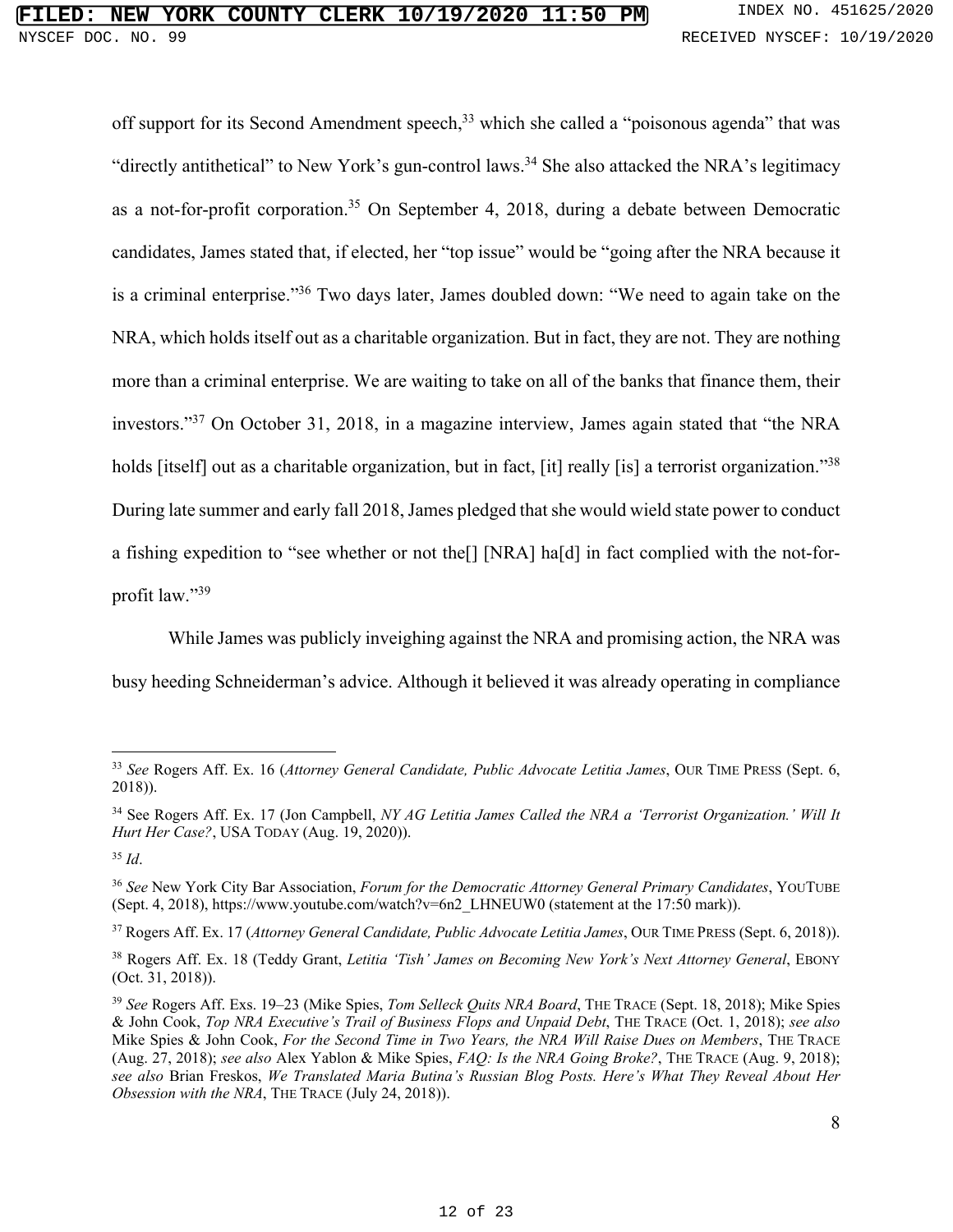off support for its Second Amendment speech,[33] which she called a "poisonous agenda" that was "directly antithetical" to New York's gun-control laws.[34] She also attacked the NRA's legitimacy as a not-for-profit corporation.[35] On September 4, 2018, during a debate between Democratic candidates, James stated that, if elected, her "top issue" would be "going after the NRA because it is a criminal enterprise."[36] Two days later, James doubled down: "We need to again take on the NRA, which holds itself out as a charitable organization. But in fact, they are not. They are nothing more than a criminal enterprise. We are waiting to take on all of the banks that finance them, their investors."[37] On October 31, 2018, in a magazine interview, James again stated that "the NRA holds [itself] out as a charitable organization, but in fact, [it] really [is] a terrorist organization."[38] During late summer and early fall 2018, James pledged that she would wield state power to conduct a fishing expedition to "see whether or not the[] [NRA] ha[d] in fact complied with the not-for-profit law."[39]

While James was publicly inveighing against the NRA and promising action, the NRA was busy heeding Schneiderman's advice. Although it believed it was already operating in compliance

---

[33] *See* Rogers Aff. Ex. 16 (*Attorney General Candidate, Public Advocate Letitia James*, OUR TIME PRESS (Sept. 6, 2018)).

[34] See Rogers Aff. Ex. 17 (Jon Campbell, *NY AG Letitia James Called the NRA a 'Terrorist Organization.' Will It Hurt Her Case?*, USA TODAY (Aug. 19, 2020)).

[35] *Id*.

[36] *See* New York City Bar Association, *Forum for the Democratic Attorney General Primary Candidates*, YOUTUBE (Sept. 4, 2018), https://www.youtube.com/watch?v=6n2_LHNEUW0 (statement at the 17:50 mark)).

[37] Rogers Aff. Ex. 17 (*Attorney General Candidate, Public Advocate Letitia James*, OUR TIME PRESS (Sept. 6, 2018)).

[38] Rogers Aff. Ex. 18 (Teddy Grant, *Letitia 'Tish' James on Becoming New York's Next Attorney General*, EBONY (Oct. 31, 2018)).

[39] *See* Rogers Aff. Exs. 19–23 (Mike Spies, *Tom Selleck Quits NRA Board*, THE TRACE (Sept. 18, 2018); Mike Spies & John Cook, *Top NRA Executive's Trail of Business Flops and Unpaid Debt*, THE TRACE (Oct. 1, 2018); *see also* Mike Spies & John Cook, *For the Second Time in Two Years, the NRA Will Raise Dues on Members*, THE TRACE (Aug. 27, 2018); *see also* Alex Yablon & Mike Spies, *FAQ: Is the NRA Going Broke?*, THE TRACE (Aug. 9, 2018); *see also* Brian Freskos, *We Translated Maria Butina's Russian Blog Posts. Here's What They Reveal About Her Obsession with the NRA*, THE TRACE (July 24, 2018)).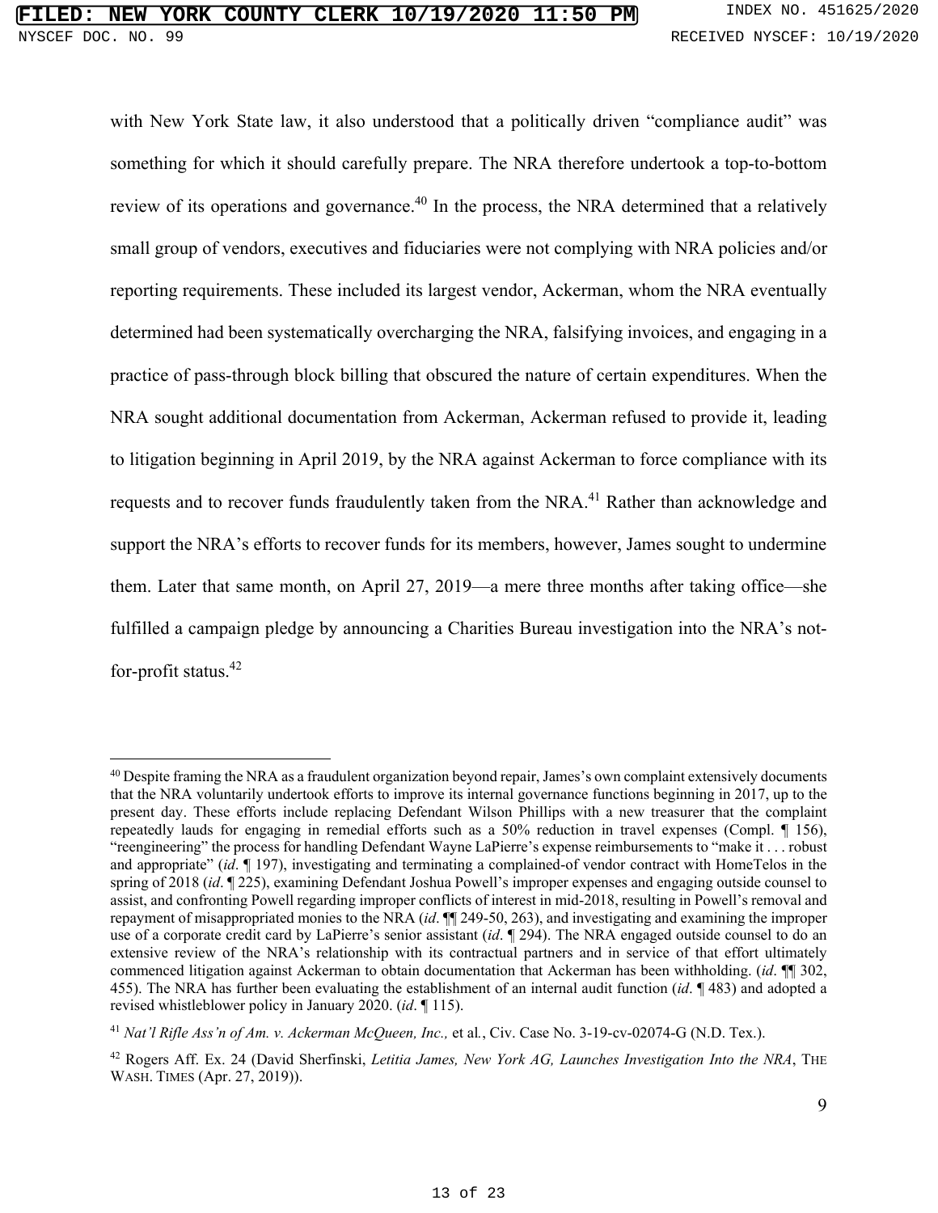with New York State law, it also understood that a politically driven "compliance audit" was something for which it should carefully prepare. The NRA therefore undertook a top-to-bottom review of its operations and governance.[40] In the process, the NRA determined that a relatively small group of vendors, executives and fiduciaries were not complying with NRA policies and/or reporting requirements. These included its largest vendor, Ackerman, whom the NRA eventually determined had been systematically overcharging the NRA, falsifying invoices, and engaging in a practice of pass-through block billing that obscured the nature of certain expenditures. When the NRA sought additional documentation from Ackerman, Ackerman refused to provide it, leading to litigation beginning in April 2019, by the NRA against Ackerman to force compliance with its requests and to recover funds fraudulently taken from the NRA.[41] Rather than acknowledge and support the NRA's efforts to recover funds for its members, however, James sought to undermine them. Later that same month, on April 27, 2019—a mere three months after taking office—she fulfilled a campaign pledge by announcing a Charities Bureau investigation into the NRA's not-for-profit status.[42]

---

[40] Despite framing the NRA as a fraudulent organization beyond repair, James's own complaint extensively documents that the NRA voluntarily undertook efforts to improve its internal governance functions beginning in 2017, up to the present day. These efforts include replacing Defendant Wilson Phillips with a new treasurer that the complaint repeatedly lauds for engaging in remedial efforts such as a 50% reduction in travel expenses (Compl. ¶ 156), "reengineering" the process for handling Defendant Wayne LaPierre's expense reimbursements to "make it . . . robust and appropriate" (*id*. ¶ 197), investigating and terminating a complained-of vendor contract with HomeTelos in the spring of 2018 (*id*. ¶ 225), examining Defendant Joshua Powell's improper expenses and engaging outside counsel to assist, and confronting Powell regarding improper conflicts of interest in mid-2018, resulting in Powell's removal and repayment of misappropriated monies to the NRA (*id*. ¶¶ 249-50, 263), and investigating and examining the improper use of a corporate credit card by LaPierre's senior assistant (*id*. ¶ 294). The NRA engaged outside counsel to do an extensive review of the NRA's relationship with its contractual partners and in service of that effort ultimately commenced litigation against Ackerman to obtain documentation that Ackerman has been withholding. (*id*. ¶¶ 302, 455). The NRA has further been evaluating the establishment of an internal audit function (*id*. ¶ 483) and adopted a revised whistleblower policy in January 2020. (*id*. ¶ 115).

[41] *Nat'l Rifle Ass'n of Am. v. Ackerman McQueen, Inc.,* et al., Civ. Case No. 3-19-cv-02074-G (N.D. Tex.).

[42] Rogers Aff. Ex. 24 (David Sherfinski, *Letitia James, New York AG, Launches Investigation Into the NRA*, THE WASH. TIMES (Apr. 27, 2019)).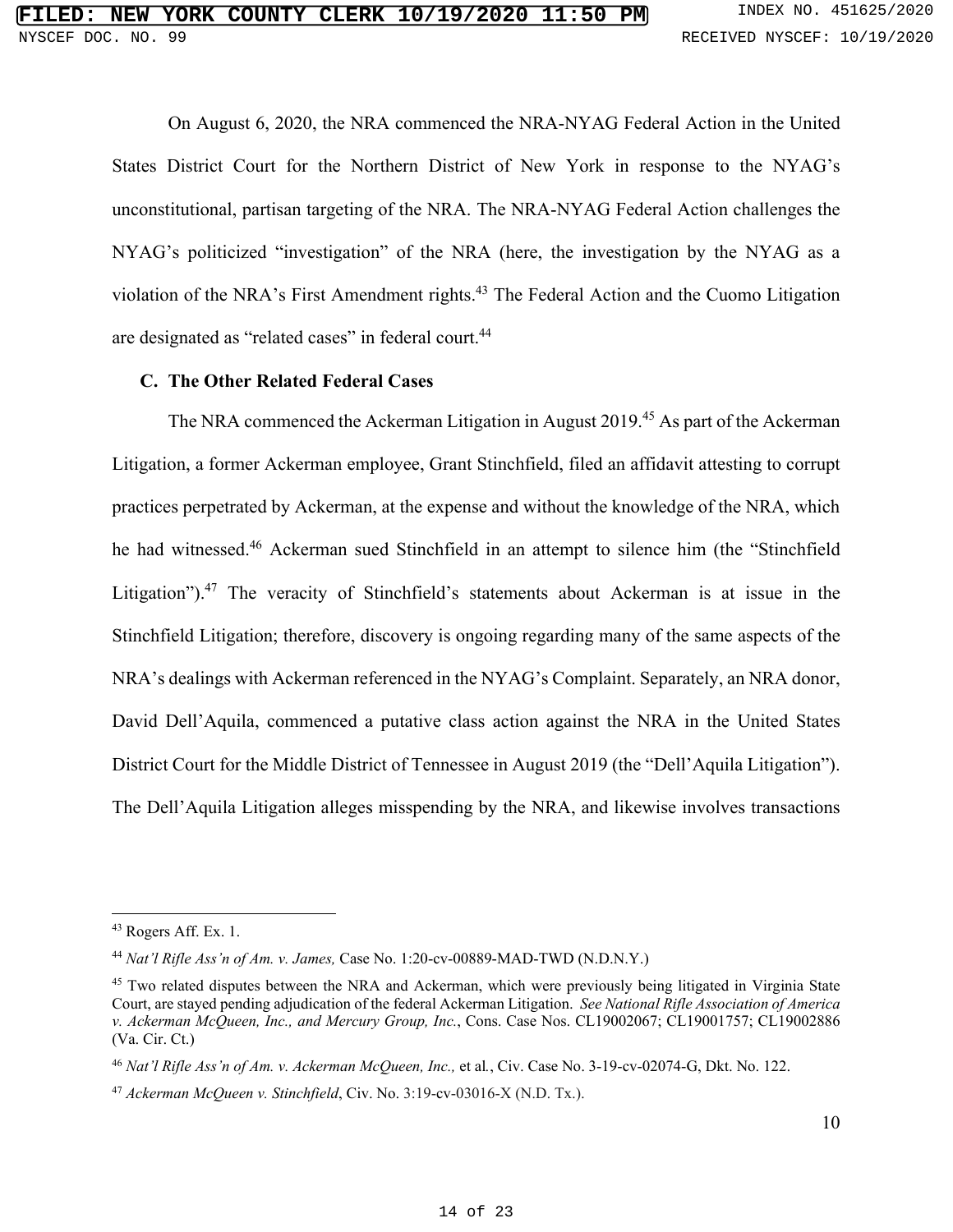On August 6, 2020, the NRA commenced the NRA-NYAG Federal Action in the United States District Court for the Northern District of New York in response to the NYAG's unconstitutional, partisan targeting of the NRA. The NRA-NYAG Federal Action challenges the NYAG's politicized "investigation" of the NRA (here, the investigation by the NYAG as a violation of the NRA's First Amendment rights.[43] The Federal Action and the Cuomo Litigation are designated as "related cases" in federal court.[44]

### C. The Other Related Federal Cases

The NRA commenced the Ackerman Litigation in August 2019.[45] As part of the Ackerman Litigation, a former Ackerman employee, Grant Stinchfield, filed an affidavit attesting to corrupt practices perpetrated by Ackerman, at the expense and without the knowledge of the NRA, which he had witnessed.[46] Ackerman sued Stinchfield in an attempt to silence him (the "Stinchfield Litigation").[47] The veracity of Stinchfield's statements about Ackerman is at issue in the Stinchfield Litigation; therefore, discovery is ongoing regarding many of the same aspects of the NRA's dealings with Ackerman referenced in the NYAG's Complaint. Separately, an NRA donor, David Dell'Aquila, commenced a putative class action against the NRA in the United States District Court for the Middle District of Tennessee in August 2019 (the "Dell'Aquila Litigation"). The Dell'Aquila Litigation alleges misspending by the NRA, and likewise involves transactions

---

[43] Rogers Aff. Ex. 1.

[44] *Nat'l Rifle Ass'n of Am. v. James,* Case No. 1:20-cv-00889-MAD-TWD (N.D.N.Y.)

[45] Two related disputes between the NRA and Ackerman, which were previously being litigated in Virginia State Court, are stayed pending adjudication of the federal Ackerman Litigation. *See National Rifle Association of America v. Ackerman McQueen, Inc., and Mercury Group, Inc.*, Cons. Case Nos. CL19002067; CL19001757; CL19002886 (Va. Cir. Ct.)

[46] *Nat'l Rifle Ass'n of Am. v. Ackerman McQueen, Inc.,* et al., Civ. Case No. 3-19-cv-02074-G, Dkt. No. 122.

[47] *Ackerman McQueen v. Stinchfield*, Civ. No. 3:19-cv-03016-X (N.D. Tx.).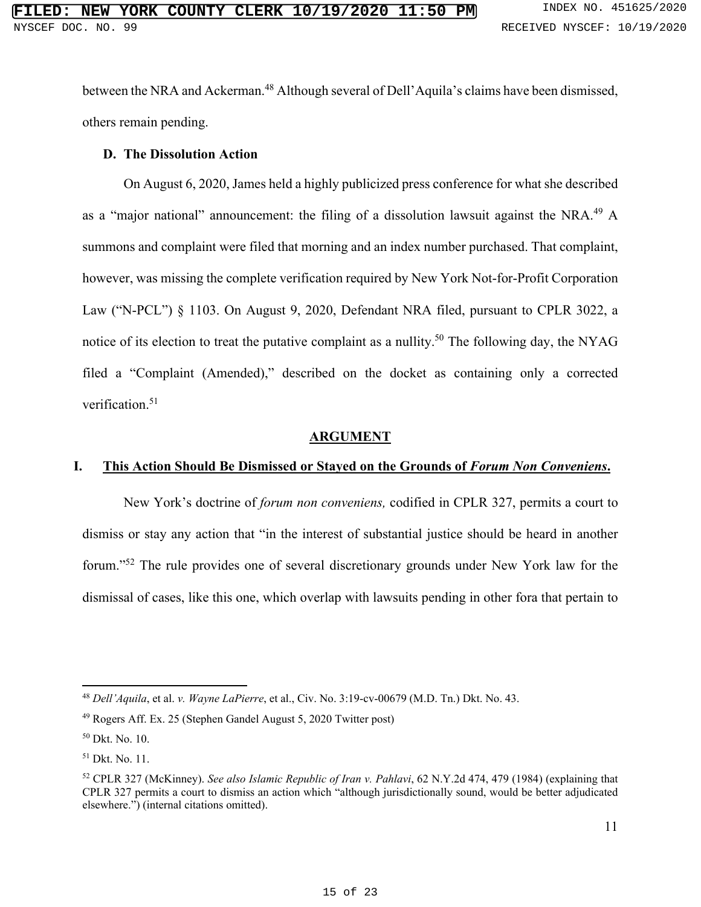between the NRA and Ackerman.[48] Although several of Dell'Aquila's claims have been dismissed, others remain pending.

### D. The Dissolution Action

On August 6, 2020, James held a highly publicized press conference for what she described as a "major national" announcement: the filing of a dissolution lawsuit against the NRA.[49] A summons and complaint were filed that morning and an index number purchased. That complaint, however, was missing the complete verification required by New York Not-for-Profit Corporation Law ("N-PCL") § 1103. On August 9, 2020, Defendant NRA filed, pursuant to CPLR 3022, a notice of its election to treat the putative complaint as a nullity.[50] The following day, the NYAG filed a "Complaint (Amended)," described on the docket as containing only a corrected verification.[51]

## ARGUMENT

### I. This Action Should Be Dismissed or Stayed on the Grounds of *Forum Non Conveniens*.

New York's doctrine of *forum non conveniens,* codified in CPLR 327, permits a court to dismiss or stay any action that "in the interest of substantial justice should be heard in another forum."[52] The rule provides one of several discretionary grounds under New York law for the dismissal of cases, like this one, which overlap with lawsuits pending in other fora that pertain to

---

[48] *Dell'Aquila*, et al. *v. Wayne LaPierre*, et al., Civ. No. 3:19-cv-00679 (M.D. Tn.) Dkt. No. 43.

[49] Rogers Aff. Ex. 25 (Stephen Gandel August 5, 2020 Twitter post)

[50] Dkt. No. 10.

[51] Dkt. No. 11.

[52] CPLR 327 (McKinney). *See also Islamic Republic of Iran v. Pahlavi*, 62 N.Y.2d 474, 479 (1984) (explaining that CPLR 327 permits a court to dismiss an action which "although jurisdictionally sound, would be better adjudicated elsewhere.") (internal citations omitted).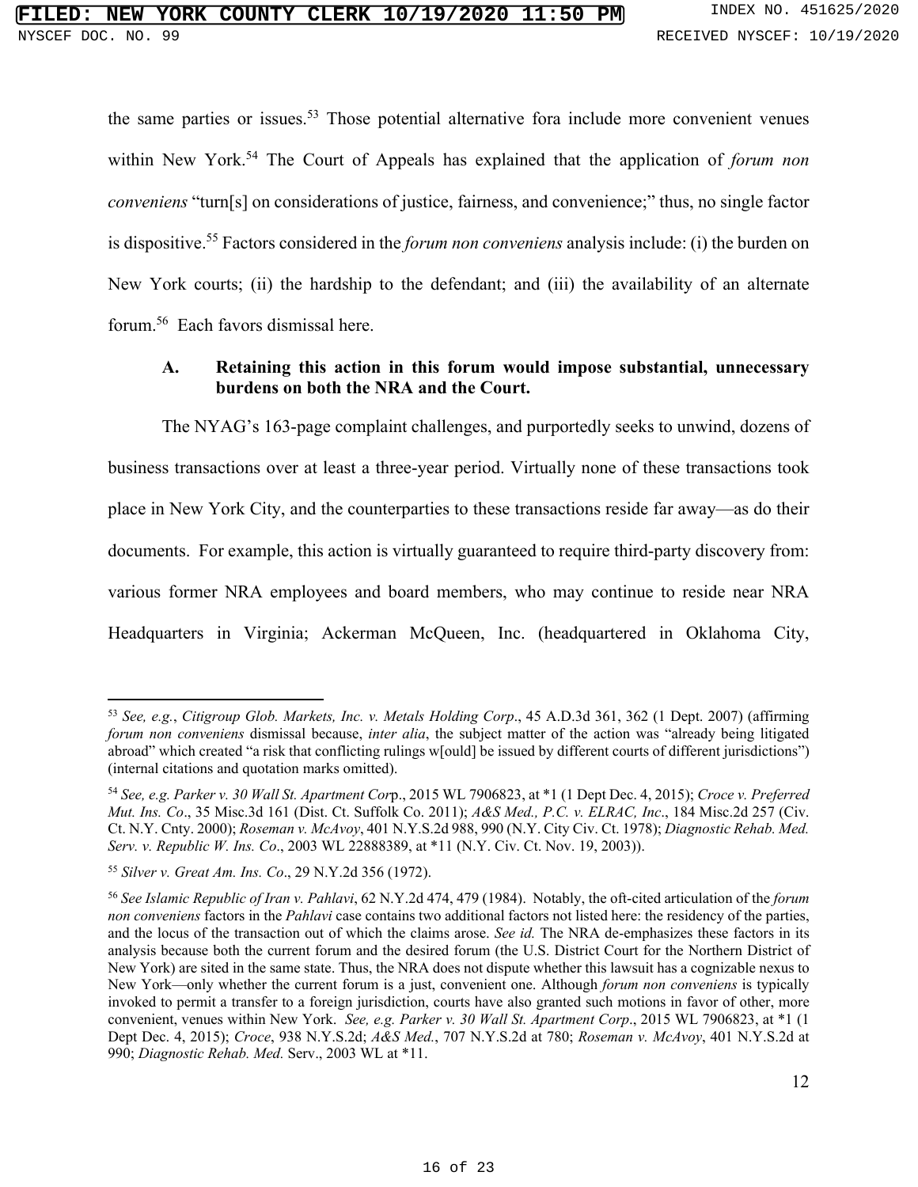the same parties or issues.[53] Those potential alternative fora include more convenient venues within New York.[54] The Court of Appeals has explained that the application of *forum non conveniens* "turn[s] on considerations of justice, fairness, and convenience;" thus, no single factor is dispositive.[55] Factors considered in the *forum non conveniens* analysis include: (i) the burden on New York courts; (ii) the hardship to the defendant; and (iii) the availability of an alternate forum.[56] Each favors dismissal here.

### A. Retaining this action in this forum would impose substantial, unnecessary burdens on both the NRA and the Court.

The NYAG's 163-page complaint challenges, and purportedly seeks to unwind, dozens of business transactions over at least a three-year period. Virtually none of these transactions took place in New York City, and the counterparties to these transactions reside far away—as do their documents. For example, this action is virtually guaranteed to require third-party discovery from: various former NRA employees and board members, who may continue to reside near NRA Headquarters in Virginia; Ackerman McQueen, Inc. (headquartered in Oklahoma City,

---

[53] *See, e.g.*, *Citigroup Glob. Markets, Inc. v. Metals Holding Corp*., 45 A.D.3d 361, 362 (1 Dept. 2007) (affirming *forum non conveniens* dismissal because, *inter alia*, the subject matter of the action was "already being litigated abroad" which created "a risk that conflicting rulings w[ould] be issued by different courts of different jurisdictions") (internal citations and quotation marks omitted).

[54] *See, e.g. Parker v. 30 Wall St. Apartment Corp*., 2015 WL 7906823, at *1 (1 Dept Dec. 4, 2015); *Croce v. Preferred Mut. Ins. Co*., 35 Misc.3d 161 (Dist. Ct. Suffolk Co. 2011); *A&S Med., P.C. v. ELRAC, Inc*., 184 Misc.2d 257 (Civ. Ct. N.Y. Cnty. 2000); *Roseman v. McAvoy*, 401 N.Y.S.2d 988, 990 (N.Y. City Civ. Ct. 1978); *Diagnostic Rehab. Med. Serv. v. Republic W. Ins. Co*., 2003 WL 22888389, at *11 (N.Y. Civ. Ct. Nov. 19, 2003)).

[55] *Silver v. Great Am. Ins. Co*., 29 N.Y.2d 356 (1972).

[56] *See Islamic Republic of Iran v. Pahlavi*, 62 N.Y.2d 474, 479 (1984). Notably, the oft-cited articulation of the *forum non conveniens* factors in the *Pahlavi* case contains two additional factors not listed here: the residency of the parties, and the locus of the transaction out of which the claims arose. *See id.* The NRA de-emphasizes these factors in its analysis because both the current forum and the desired forum (the U.S. District Court for the Northern District of New York) are sited in the same state. Thus, the NRA does not dispute whether this lawsuit has a cognizable nexus to New York—only whether the current forum is a just, convenient one. Although *forum non conveniens* is typically invoked to permit a transfer to a foreign jurisdiction, courts have also granted such motions in favor of other, more convenient, venues within New York. *See, e.g. Parker v. 30 Wall St. Apartment Corp*., 2015 WL 7906823, at *1 (1 Dept Dec. 4, 2015); *Croce*, 938 N.Y.S.2d; *A&S Med.*, 707 N.Y.S.2d at 780; *Roseman v. McAvoy*, 401 N.Y.S.2d at 990; *Diagnostic Rehab. Med.* Serv., 2003 WL at *11.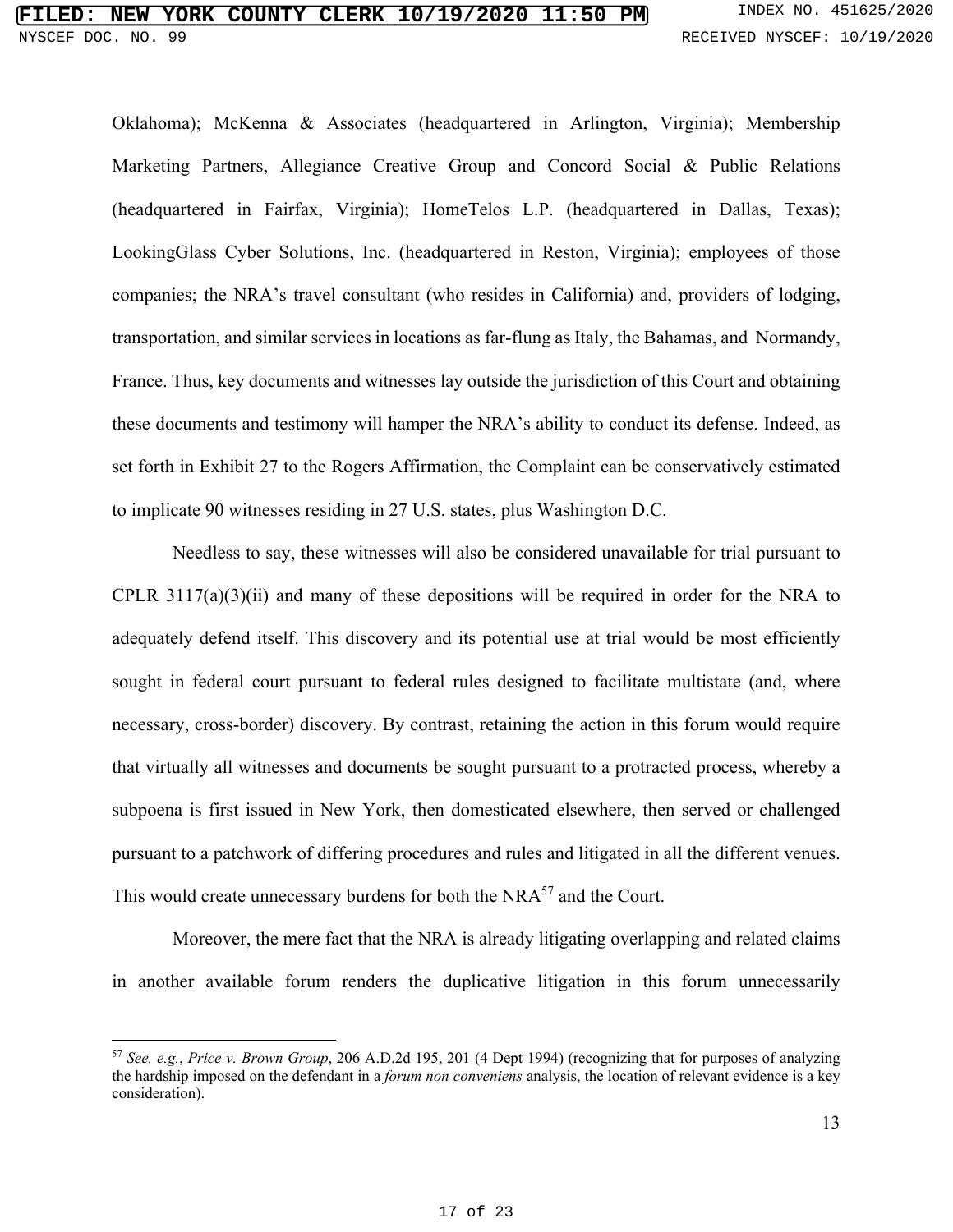Oklahoma); McKenna & Associates (headquartered in Arlington, Virginia); Membership Marketing Partners, Allegiance Creative Group and Concord Social & Public Relations (headquartered in Fairfax, Virginia); HomeTelos L.P. (headquartered in Dallas, Texas); LookingGlass Cyber Solutions, Inc. (headquartered in Reston, Virginia); employees of those companies; the NRA's travel consultant (who resides in California) and, providers of lodging, transportation, and similar services in locations as far-flung as Italy, the Bahamas, and Normandy, France. Thus, key documents and witnesses lay outside the jurisdiction of this Court and obtaining these documents and testimony will hamper the NRA's ability to conduct its defense. Indeed, as set forth in Exhibit 27 to the Rogers Affirmation, the Complaint can be conservatively estimated to implicate 90 witnesses residing in 27 U.S. states, plus Washington D.C.

Needless to say, these witnesses will also be considered unavailable for trial pursuant to CPLR 3117(a)(3)(ii) and many of these depositions will be required in order for the NRA to adequately defend itself. This discovery and its potential use at trial would be most efficiently sought in federal court pursuant to federal rules designed to facilitate multistate (and, where necessary, cross-border) discovery. By contrast, retaining the action in this forum would require that virtually all witnesses and documents be sought pursuant to a protracted process, whereby a subpoena is first issued in New York, then domesticated elsewhere, then served or challenged pursuant to a patchwork of differing procedures and rules and litigated in all the different venues. This would create unnecessary burdens for both the NRA[57] and the Court.

Moreover, the mere fact that the NRA is already litigating overlapping and related claims in another available forum renders the duplicative litigation in this forum unnecessarily

---

[57] *See, e.g.*, *Price v. Brown Group*, 206 A.D.2d 195, 201 (4 Dept 1994) (recognizing that for purposes of analyzing the hardship imposed on the defendant in a *forum non conveniens* analysis, the location of relevant evidence is a key consideration).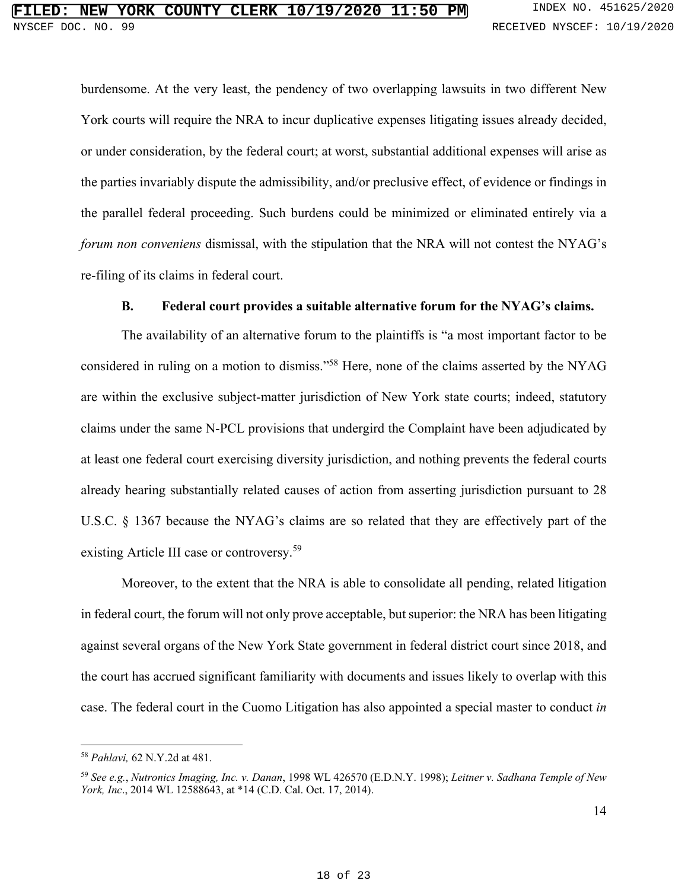burdensome. At the very least, the pendency of two overlapping lawsuits in two different New York courts will require the NRA to incur duplicative expenses litigating issues already decided, or under consideration, by the federal court; at worst, substantial additional expenses will arise as the parties invariably dispute the admissibility, and/or preclusive effect, of evidence or findings in the parallel federal proceeding. Such burdens could be minimized or eliminated entirely via a *forum non conveniens* dismissal, with the stipulation that the NRA will not contest the NYAG's re-filing of its claims in federal court.

### B. Federal court provides a suitable alternative forum for the NYAG's claims.

The availability of an alternative forum to the plaintiffs is "a most important factor to be considered in ruling on a motion to dismiss."[58] Here, none of the claims asserted by the NYAG are within the exclusive subject-matter jurisdiction of New York state courts; indeed, statutory claims under the same N-PCL provisions that undergird the Complaint have been adjudicated by at least one federal court exercising diversity jurisdiction, and nothing prevents the federal courts already hearing substantially related causes of action from asserting jurisdiction pursuant to 28 U.S.C. § 1367 because the NYAG's claims are so related that they are effectively part of the existing Article III case or controversy.[59]

Moreover, to the extent that the NRA is able to consolidate all pending, related litigation in federal court, the forum will not only prove acceptable, but superior: the NRA has been litigating against several organs of the New York State government in federal district court since 2018, and the court has accrued significant familiarity with documents and issues likely to overlap with this case. The federal court in the Cuomo Litigation has also appointed a special master to conduct *in*

---

[58] *Pahlavi,* 62 N.Y.2d at 481.

[59] *See e.g.*, *Nutronics Imaging, Inc. v. Danan*, 1998 WL 426570 (E.D.N.Y. 1998); *Leitner v. Sadhana Temple of New York, Inc*., 2014 WL 12588643, at *14 (C.D. Cal. Oct. 17, 2014).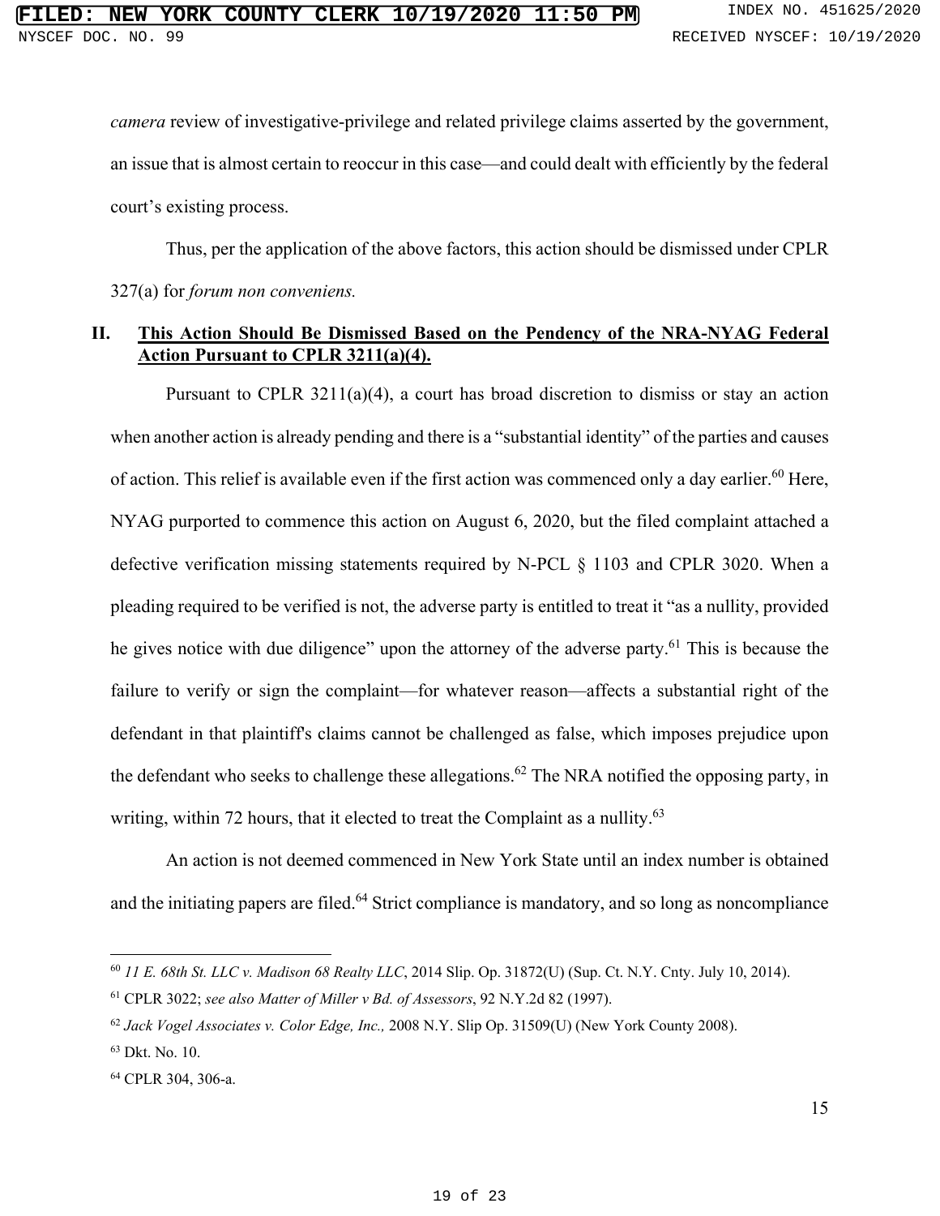*camera* review of investigative-privilege and related privilege claims asserted by the government, an issue that is almost certain to reoccur in this case—and could dealt with efficiently by the federal court's existing process.

Thus, per the application of the above factors, this action should be dismissed under CPLR 327(a) for *forum non conveniens.*

## II. This Action Should Be Dismissed Based on the Pendency of the NRA-NYAG Federal Action Pursuant to CPLR 3211(a)(4).

Pursuant to CPLR 3211(a)(4), a court has broad discretion to dismiss or stay an action when another action is already pending and there is a "substantial identity" of the parties and causes of action. This relief is available even if the first action was commenced only a day earlier.[60] Here, NYAG purported to commence this action on August 6, 2020, but the filed complaint attached a defective verification missing statements required by N-PCL § 1103 and CPLR 3020. When a pleading required to be verified is not, the adverse party is entitled to treat it "as a nullity, provided he gives notice with due diligence" upon the attorney of the adverse party.[61] This is because the failure to verify or sign the complaint—for whatever reason—affects a substantial right of the defendant in that plaintiff's claims cannot be challenged as false, which imposes prejudice upon the defendant who seeks to challenge these allegations.[62] The NRA notified the opposing party, in writing, within 72 hours, that it elected to treat the Complaint as a nullity.[63]

An action is not deemed commenced in New York State until an index number is obtained and the initiating papers are filed.[64] Strict compliance is mandatory, and so long as noncompliance

---

[60] *11 E. 68th St. LLC v. Madison 68 Realty LLC*, 2014 Slip. Op. 31872(U) (Sup. Ct. N.Y. Cnty. July 10, 2014).

[61] CPLR 3022; *see also Matter of Miller v Bd. of Assessors*, 92 N.Y.2d 82 (1997).

[62] *Jack Vogel Associates v. Color Edge, Inc.,* 2008 N.Y. Slip Op. 31509(U) (New York County 2008).

[63] Dkt. No. 10.

[64] CPLR 304, 306-a.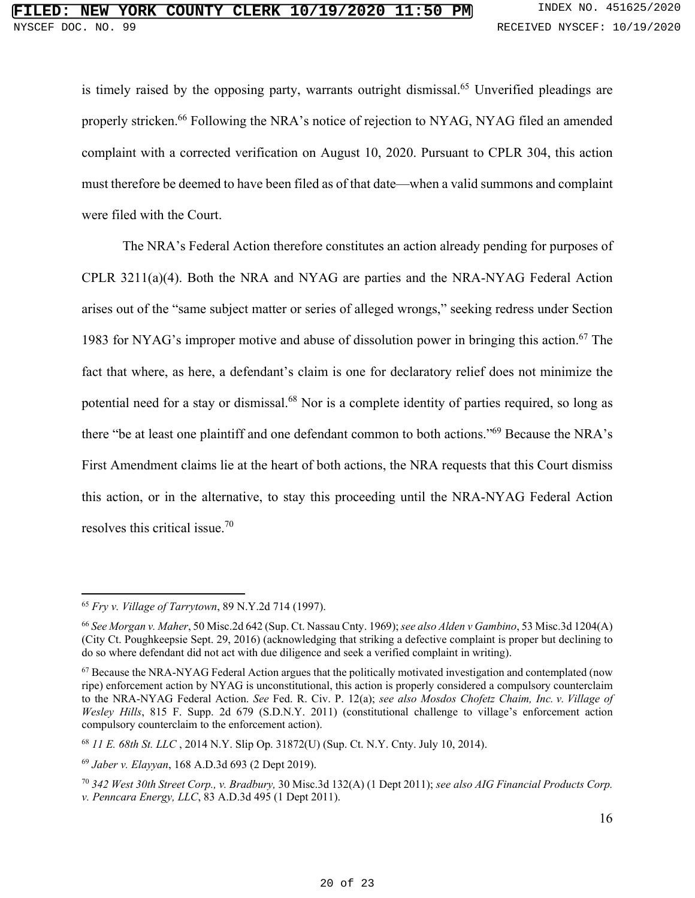is timely raised by the opposing party, warrants outright dismissal.[65] Unverified pleadings are properly stricken.[66] Following the NRA's notice of rejection to NYAG, NYAG filed an amended complaint with a corrected verification on August 10, 2020. Pursuant to CPLR 304, this action must therefore be deemed to have been filed as of that date—when a valid summons and complaint were filed with the Court.

The NRA's Federal Action therefore constitutes an action already pending for purposes of CPLR 3211(a)(4). Both the NRA and NYAG are parties and the NRA-NYAG Federal Action arises out of the "same subject matter or series of alleged wrongs," seeking redress under Section 1983 for NYAG's improper motive and abuse of dissolution power in bringing this action.[67] The fact that where, as here, a defendant's claim is one for declaratory relief does not minimize the potential need for a stay or dismissal.[68] Nor is a complete identity of parties required, so long as there "be at least one plaintiff and one defendant common to both actions."[69] Because the NRA's First Amendment claims lie at the heart of both actions, the NRA requests that this Court dismiss this action, or in the alternative, to stay this proceeding until the NRA-NYAG Federal Action resolves this critical issue.[70]

---

[65] *Fry v. Village of Tarrytown*, 89 N.Y.2d 714 (1997).

[66] *See Morgan v. Maher*, 50 Misc.2d 642 (Sup. Ct. Nassau Cnty. 1969); *see also Alden v Gambino*, 53 Misc.3d 1204(A) (City Ct. Poughkeepsie Sept. 29, 2016) (acknowledging that striking a defective complaint is proper but declining to do so where defendant did not act with due diligence and seek a verified complaint in writing).

[67] Because the NRA-NYAG Federal Action argues that the politically motivated investigation and contemplated (now ripe) enforcement action by NYAG is unconstitutional, this action is properly considered a compulsory counterclaim to the NRA-NYAG Federal Action. *See* Fed. R. Civ. P. 12(a); *see also Mosdos Chofetz Chaim, Inc. v. Village of Wesley Hills*, 815 F. Supp. 2d 679 (S.D.N.Y. 2011) (constitutional challenge to village's enforcement action compulsory counterclaim to the enforcement action).

[68] *11 E. 68th St. LLC* , 2014 N.Y. Slip Op. 31872(U) (Sup. Ct. N.Y. Cnty. July 10, 2014).

[69] *Jaber v. Elayyan*, 168 A.D.3d 693 (2 Dept 2019).

[70] *342 West 30th Street Corp., v. Bradbury,* 30 Misc.3d 132(A) (1 Dept 2011); *see also AIG Financial Products Corp. v. Penncara Energy, LLC*, 83 A.D.3d 495 (1 Dept 2011).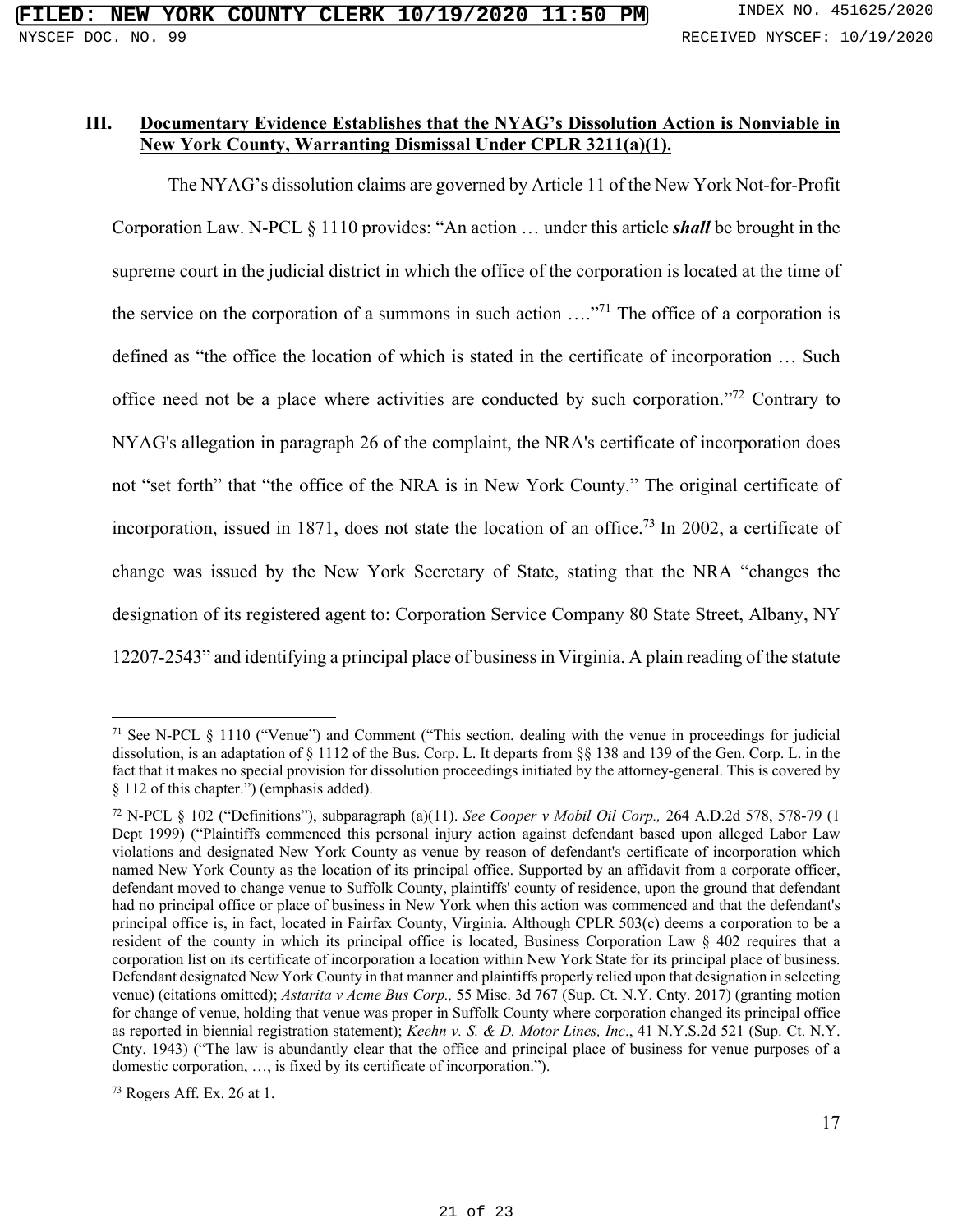### III. Documentary Evidence Establishes that the NYAG's Dissolution Action is Nonviable in New York County, Warranting Dismissal Under CPLR 3211(a)(1).

The NYAG's dissolution claims are governed by Article 11 of the New York Not-for-Profit Corporation Law. N-PCL § 1110 provides: "An action … under this article ***shall*** be brought in the supreme court in the judicial district in which the office of the corporation is located at the time of the service on the corporation of a summons in such action …."[71] The office of a corporation is defined as "the office the location of which is stated in the certificate of incorporation … Such office need not be a place where activities are conducted by such corporation."[72] Contrary to NYAG's allegation in paragraph 26 of the complaint, the NRA's certificate of incorporation does not "set forth" that "the office of the NRA is in New York County." The original certificate of incorporation, issued in 1871, does not state the location of an office.[73] In 2002, a certificate of change was issued by the New York Secretary of State, stating that the NRA "changes the designation of its registered agent to: Corporation Service Company 80 State Street, Albany, NY 12207-2543" and identifying a principal place of business in Virginia. A plain reading of the statute

---

[71] See N-PCL § 1110 ("Venue") and Comment ("This section, dealing with the venue in proceedings for judicial dissolution, is an adaptation of § 1112 of the Bus. Corp. L. It departs from §§ 138 and 139 of the Gen. Corp. L. in the fact that it makes no special provision for dissolution proceedings initiated by the attorney-general. This is covered by § 112 of this chapter.") (emphasis added).

[72] N-PCL § 102 ("Definitions"), subparagraph (a)(11). *See Cooper v Mobil Oil Corp.,* 264 A.D.2d 578, 578-79 (1 Dept 1999) ("Plaintiffs commenced this personal injury action against defendant based upon alleged Labor Law violations and designated New York County as venue by reason of defendant's certificate of incorporation which named New York County as the location of its principal office. Supported by an affidavit from a corporate officer, defendant moved to change venue to Suffolk County, plaintiffs' county of residence, upon the ground that defendant had no principal office or place of business in New York when this action was commenced and that the defendant's principal office is, in fact, located in Fairfax County, Virginia. Although CPLR 503(c) deems a corporation to be a resident of the county in which its principal office is located, Business Corporation Law § 402 requires that a corporation list on its certificate of incorporation a location within New York State for its principal place of business. Defendant designated New York County in that manner and plaintiffs properly relied upon that designation in selecting venue) (citations omitted); *Astarita v Acme Bus Corp.,* 55 Misc. 3d 767 (Sup. Ct. N.Y. Cnty. 2017) (granting motion for change of venue, holding that venue was proper in Suffolk County where corporation changed its principal office as reported in biennial registration statement); *Keehn v. S. & D. Motor Lines, Inc*., 41 N.Y.S.2d 521 (Sup. Ct. N.Y. Cnty. 1943) ("The law is abundantly clear that the office and principal place of business for venue purposes of a domestic corporation, …, is fixed by its certificate of incorporation.").

[73] Rogers Aff. Ex. 26 at 1.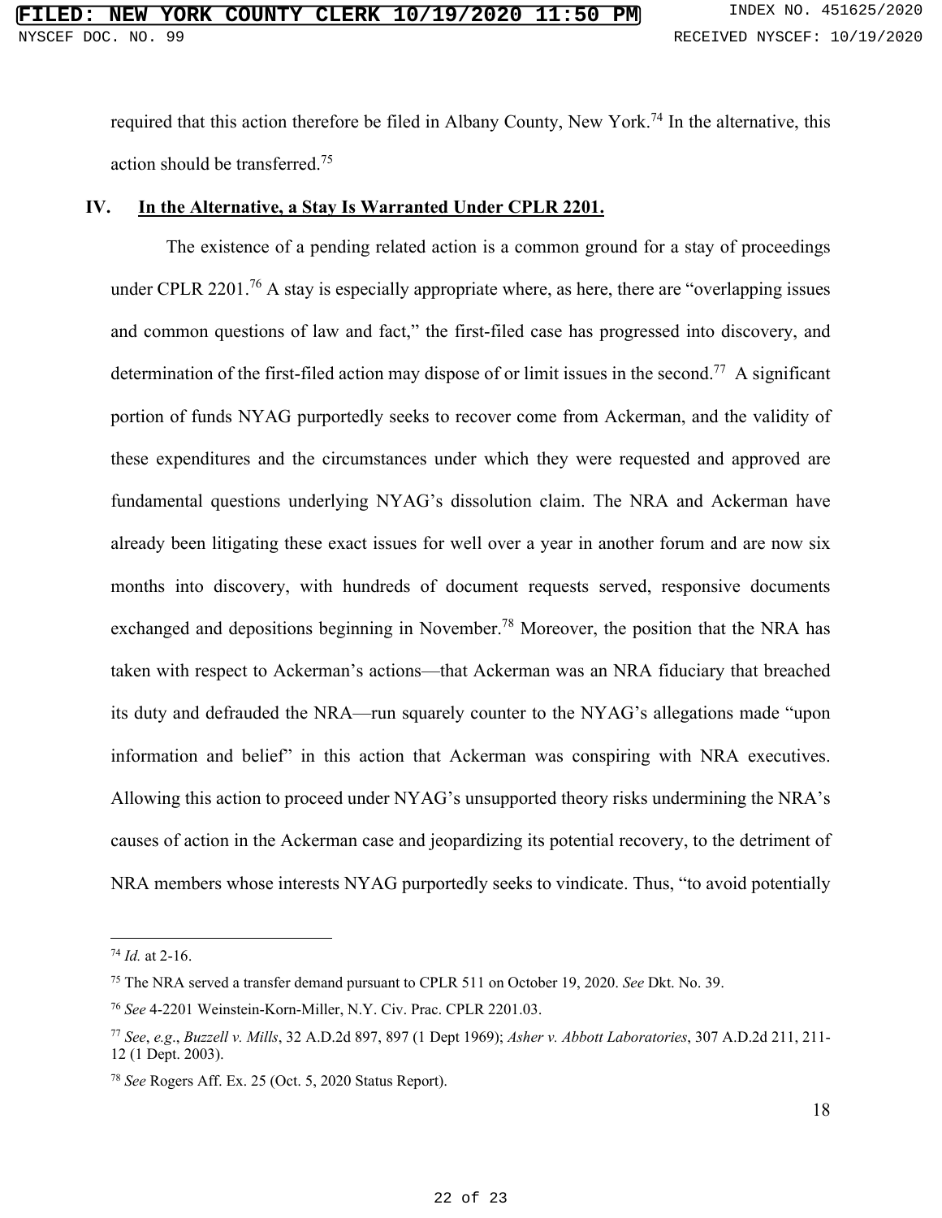required that this action therefore be filed in Albany County, New York.[74] In the alternative, this action should be transferred.[75]

## IV. In the Alternative, a Stay Is Warranted Under CPLR 2201.

The existence of a pending related action is a common ground for a stay of proceedings under CPLR 2201.[76] A stay is especially appropriate where, as here, there are "overlapping issues and common questions of law and fact," the first-filed case has progressed into discovery, and determination of the first-filed action may dispose of or limit issues in the second.[77] A significant portion of funds NYAG purportedly seeks to recover come from Ackerman, and the validity of these expenditures and the circumstances under which they were requested and approved are fundamental questions underlying NYAG's dissolution claim. The NRA and Ackerman have already been litigating these exact issues for well over a year in another forum and are now six months into discovery, with hundreds of document requests served, responsive documents exchanged and depositions beginning in November.[78] Moreover, the position that the NRA has taken with respect to Ackerman's actions—that Ackerman was an NRA fiduciary that breached its duty and defrauded the NRA—run squarely counter to the NYAG's allegations made "upon information and belief" in this action that Ackerman was conspiring with NRA executives. Allowing this action to proceed under NYAG's unsupported theory risks undermining the NRA's causes of action in the Ackerman case and jeopardizing its potential recovery, to the detriment of NRA members whose interests NYAG purportedly seeks to vindicate. Thus, "to avoid potentially

---

[74] *Id.* at 2-16.

[75] The NRA served a transfer demand pursuant to CPLR 511 on October 19, 2020. *See* Dkt. No. 39.

[76] *See* 4-2201 Weinstein-Korn-Miller, N.Y. Civ. Prac. CPLR 2201.03.

[77] *See*, *e.g*., *Buzzell v. Mills*, 32 A.D.2d 897, 897 (1 Dept 1969); *Asher v. Abbott Laboratories*, 307 A.D.2d 211, 211-12 (1 Dept. 2003).

[78] *See* Rogers Aff. Ex. 25 (Oct. 5, 2020 Status Report).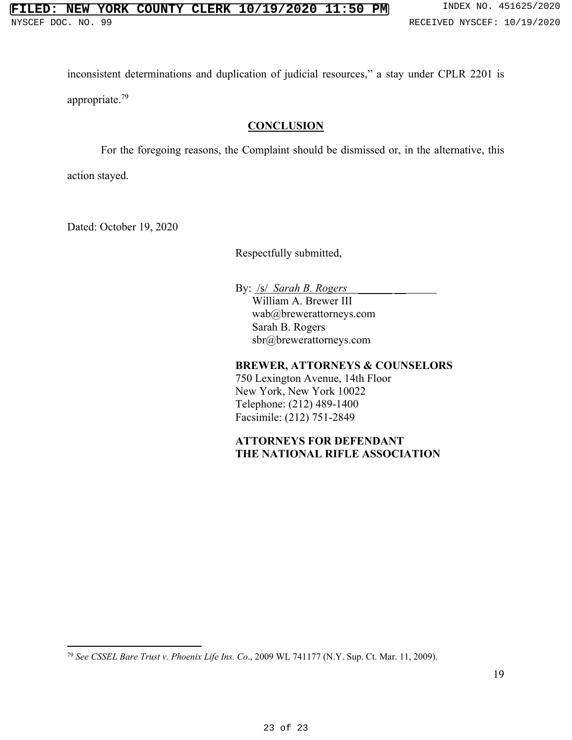inconsistent determinations and duplication of judicial resources," a stay under CPLR 2201 is appropriate.[79]

## CONCLUSION

For the foregoing reasons, the Complaint should be dismissed or, in the alternative, this action stayed.

Dated: October 19, 2020

Respectfully submitted,

By: /s/ *Sarah B. Rogers*
William A. Brewer III
wab@brewerattorneys.com
Sarah B. Rogers
sbr@brewerattorneys.com

**BREWER, ATTORNEYS & COUNSELORS**
750 Lexington Avenue, 14th Floor
New York, New York 10022
Telephone: (212) 489-1400
Facsimile: (212) 751-2849

**ATTORNEYS FOR DEFENDANT THE NATIONAL RIFLE ASSOCIATION**

---

[79] *See CSSEL Bare Trust v. Phoenix Life Ins. Co*., 2009 WL 741177 (N.Y. Sup. Ct. Mar. 11, 2009).